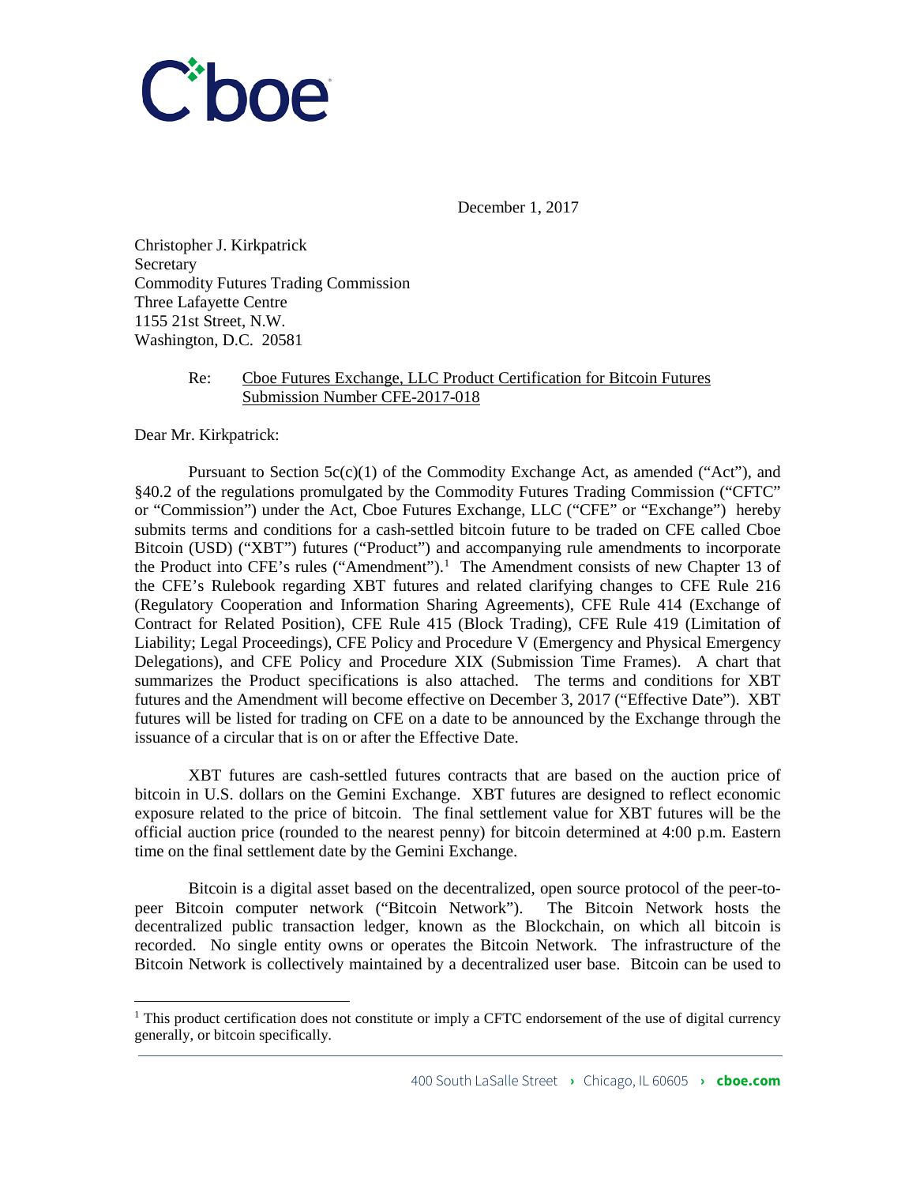December 1, 2017

Christopher J. Kirkpatrick
Secretary
Commodity Futures Trading Commission
Three Lafayette Centre
1155 21st Street, N.W.
Washington, D.C. 20581

Re: Cboe Futures Exchange, LLC Product Certification for Bitcoin Futures Submission Number CFE-2017-018

Dear Mr. Kirkpatrick:

Pursuant to Section 5c(c)(1) of the Commodity Exchange Act, as amended ("Act"), and §40.2 of the regulations promulgated by the Commodity Futures Trading Commission ("CFTC" or "Commission") under the Act, Cboe Futures Exchange, LLC ("CFE" or "Exchange") hereby submits terms and conditions for a cash-settled bitcoin future to be traded on CFE called Cboe Bitcoin (USD) ("XBT") futures ("Product") and accompanying rule amendments to incorporate the Product into CFE's rules ("Amendment").[1] The Amendment consists of new Chapter 13 of the CFE's Rulebook regarding XBT futures and related clarifying changes to CFE Rule 216 (Regulatory Cooperation and Information Sharing Agreements), CFE Rule 414 (Exchange of Contract for Related Position), CFE Rule 415 (Block Trading), CFE Rule 419 (Limitation of Liability; Legal Proceedings), CFE Policy and Procedure V (Emergency and Physical Emergency Delegations), and CFE Policy and Procedure XIX (Submission Time Frames). A chart that summarizes the Product specifications is also attached. The terms and conditions for XBT futures and the Amendment will become effective on December 3, 2017 ("Effective Date"). XBT futures will be listed for trading on CFE on a date to be announced by the Exchange through the issuance of a circular that is on or after the Effective Date.

XBT futures are cash-settled futures contracts that are based on the auction price of bitcoin in U.S. dollars on the Gemini Exchange. XBT futures are designed to reflect economic exposure related to the price of bitcoin. The final settlement value for XBT futures will be the official auction price (rounded to the nearest penny) for bitcoin determined at 4:00 p.m. Eastern time on the final settlement date by the Gemini Exchange.

Bitcoin is a digital asset based on the decentralized, open source protocol of the peer-to-peer Bitcoin computer network ("Bitcoin Network"). The Bitcoin Network hosts the decentralized public transaction ledger, known as the Blockchain, on which all bitcoin is recorded. No single entity owns or operates the Bitcoin Network. The infrastructure of the Bitcoin Network is collectively maintained by a decentralized user base. Bitcoin can be used to

[1] This product certification does not constitute or imply a CFTC endorsement of the use of digital currency generally, or bitcoin specifically.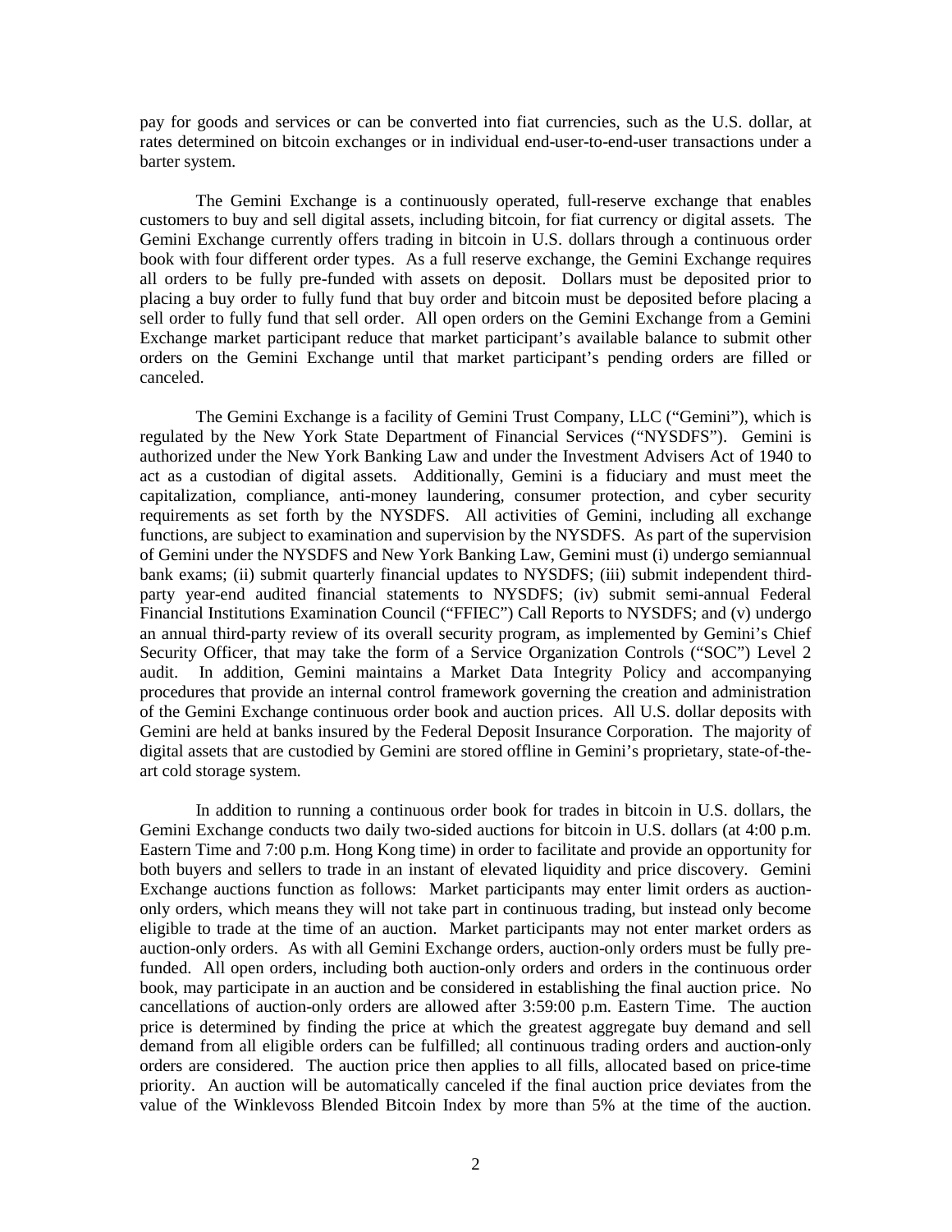pay for goods and services or can be converted into fiat currencies, such as the U.S. dollar, at rates determined on bitcoin exchanges or in individual end-user-to-end-user transactions under a barter system.

The Gemini Exchange is a continuously operated, full-reserve exchange that enables customers to buy and sell digital assets, including bitcoin, for fiat currency or digital assets. The Gemini Exchange currently offers trading in bitcoin in U.S. dollars through a continuous order book with four different order types. As a full reserve exchange, the Gemini Exchange requires all orders to be fully pre-funded with assets on deposit. Dollars must be deposited prior to placing a buy order to fully fund that buy order and bitcoin must be deposited before placing a sell order to fully fund that sell order. All open orders on the Gemini Exchange from a Gemini Exchange market participant reduce that market participant's available balance to submit other orders on the Gemini Exchange until that market participant's pending orders are filled or canceled.

The Gemini Exchange is a facility of Gemini Trust Company, LLC ("Gemini"), which is regulated by the New York State Department of Financial Services ("NYSDFS"). Gemini is authorized under the New York Banking Law and under the Investment Advisers Act of 1940 to act as a custodian of digital assets. Additionally, Gemini is a fiduciary and must meet the capitalization, compliance, anti-money laundering, consumer protection, and cyber security requirements as set forth by the NYSDFS. All activities of Gemini, including all exchange functions, are subject to examination and supervision by the NYSDFS. As part of the supervision of Gemini under the NYSDFS and New York Banking Law, Gemini must (i) undergo semiannual bank exams; (ii) submit quarterly financial updates to NYSDFS; (iii) submit independent third-party year-end audited financial statements to NYSDFS; (iv) submit semi-annual Federal Financial Institutions Examination Council ("FFIEC") Call Reports to NYSDFS; and (v) undergo an annual third-party review of its overall security program, as implemented by Gemini's Chief Security Officer, that may take the form of a Service Organization Controls ("SOC") Level 2 audit. In addition, Gemini maintains a Market Data Integrity Policy and accompanying procedures that provide an internal control framework governing the creation and administration of the Gemini Exchange continuous order book and auction prices. All U.S. dollar deposits with Gemini are held at banks insured by the Federal Deposit Insurance Corporation. The majority of digital assets that are custodied by Gemini are stored offline in Gemini's proprietary, state-of-the-art cold storage system.

In addition to running a continuous order book for trades in bitcoin in U.S. dollars, the Gemini Exchange conducts two daily two-sided auctions for bitcoin in U.S. dollars (at 4:00 p.m. Eastern Time and 7:00 p.m. Hong Kong time) in order to facilitate and provide an opportunity for both buyers and sellers to trade in an instant of elevated liquidity and price discovery. Gemini Exchange auctions function as follows: Market participants may enter limit orders as auction-only orders, which means they will not take part in continuous trading, but instead only become eligible to trade at the time of an auction. Market participants may not enter market orders as auction-only orders. As with all Gemini Exchange orders, auction-only orders must be fully pre-funded. All open orders, including both auction-only orders and orders in the continuous order book, may participate in an auction and be considered in establishing the final auction price. No cancellations of auction-only orders are allowed after 3:59:00 p.m. Eastern Time. The auction price is determined by finding the price at which the greatest aggregate buy demand and sell demand from all eligible orders can be fulfilled; all continuous trading orders and auction-only orders are considered. The auction price then applies to all fills, allocated based on price-time priority. An auction will be automatically canceled if the final auction price deviates from the value of the Winklevoss Blended Bitcoin Index by more than 5% at the time of the auction.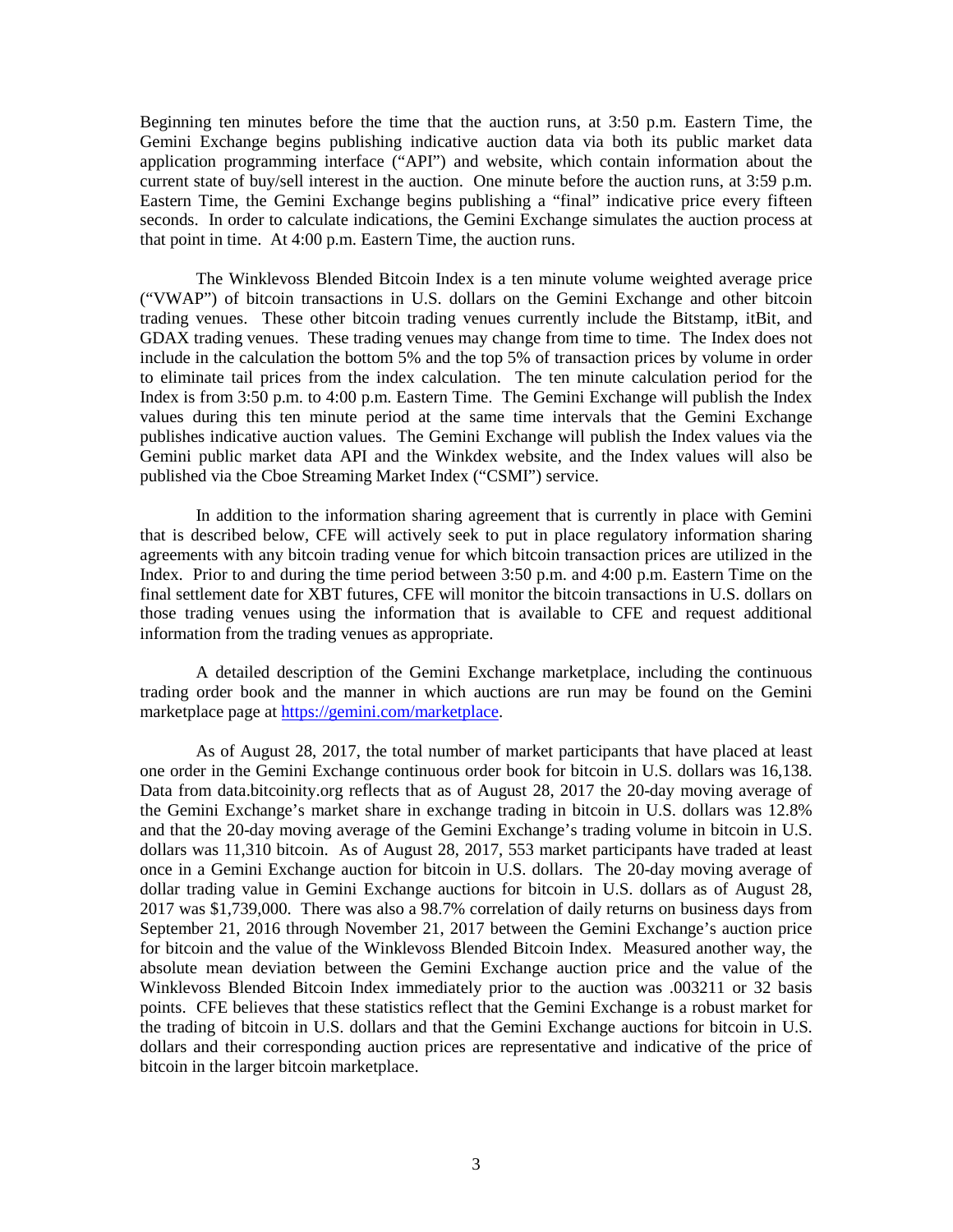Beginning ten minutes before the time that the auction runs, at 3:50 p.m. Eastern Time, the Gemini Exchange begins publishing indicative auction data via both its public market data application programming interface ("API") and website, which contain information about the current state of buy/sell interest in the auction. One minute before the auction runs, at 3:59 p.m. Eastern Time, the Gemini Exchange begins publishing a "final" indicative price every fifteen seconds. In order to calculate indications, the Gemini Exchange simulates the auction process at that point in time. At 4:00 p.m. Eastern Time, the auction runs.

The Winklevoss Blended Bitcoin Index is a ten minute volume weighted average price ("VWAP") of bitcoin transactions in U.S. dollars on the Gemini Exchange and other bitcoin trading venues. These other bitcoin trading venues currently include the Bitstamp, itBit, and GDAX trading venues. These trading venues may change from time to time. The Index does not include in the calculation the bottom 5% and the top 5% of transaction prices by volume in order to eliminate tail prices from the index calculation. The ten minute calculation period for the Index is from 3:50 p.m. to 4:00 p.m. Eastern Time. The Gemini Exchange will publish the Index values during this ten minute period at the same time intervals that the Gemini Exchange publishes indicative auction values. The Gemini Exchange will publish the Index values via the Gemini public market data API and the Winkdex website, and the Index values will also be published via the Cboe Streaming Market Index ("CSMI") service.

In addition to the information sharing agreement that is currently in place with Gemini that is described below, CFE will actively seek to put in place regulatory information sharing agreements with any bitcoin trading venue for which bitcoin transaction prices are utilized in the Index. Prior to and during the time period between 3:50 p.m. and 4:00 p.m. Eastern Time on the final settlement date for XBT futures, CFE will monitor the bitcoin transactions in U.S. dollars on those trading venues using the information that is available to CFE and request additional information from the trading venues as appropriate.

A detailed description of the Gemini Exchange marketplace, including the continuous trading order book and the manner in which auctions are run may be found on the Gemini marketplace page at https://gemini.com/marketplace.

As of August 28, 2017, the total number of market participants that have placed at least one order in the Gemini Exchange continuous order book for bitcoin in U.S. dollars was 16,138. Data from data.bitcoinity.org reflects that as of August 28, 2017 the 20-day moving average of the Gemini Exchange's market share in exchange trading in bitcoin in U.S. dollars was 12.8% and that the 20-day moving average of the Gemini Exchange's trading volume in bitcoin in U.S. dollars was 11,310 bitcoin. As of August 28, 2017, 553 market participants have traded at least once in a Gemini Exchange auction for bitcoin in U.S. dollars. The 20-day moving average of dollar trading value in Gemini Exchange auctions for bitcoin in U.S. dollars as of August 28, 2017 was $1,739,000. There was also a 98.7% correlation of daily returns on business days from September 21, 2016 through November 21, 2017 between the Gemini Exchange's auction price for bitcoin and the value of the Winklevoss Blended Bitcoin Index. Measured another way, the absolute mean deviation between the Gemini Exchange auction price and the value of the Winklevoss Blended Bitcoin Index immediately prior to the auction was .003211 or 32 basis points. CFE believes that these statistics reflect that the Gemini Exchange is a robust market for the trading of bitcoin in U.S. dollars and that the Gemini Exchange auctions for bitcoin in U.S. dollars and their corresponding auction prices are representative and indicative of the price of bitcoin in the larger bitcoin marketplace.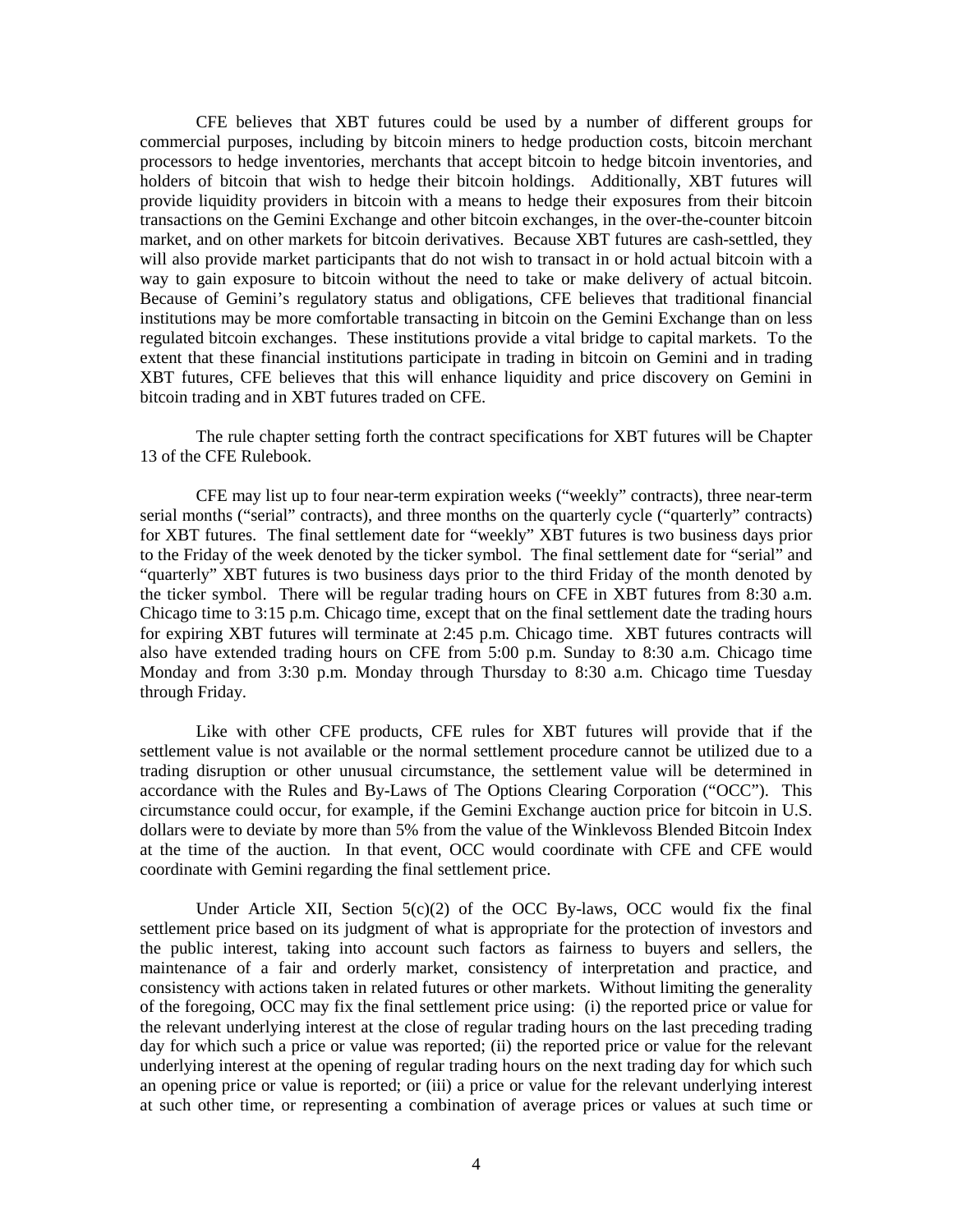CFE believes that XBT futures could be used by a number of different groups for commercial purposes, including by bitcoin miners to hedge production costs, bitcoin merchant processors to hedge inventories, merchants that accept bitcoin to hedge bitcoin inventories, and holders of bitcoin that wish to hedge their bitcoin holdings. Additionally, XBT futures will provide liquidity providers in bitcoin with a means to hedge their exposures from their bitcoin transactions on the Gemini Exchange and other bitcoin exchanges, in the over-the-counter bitcoin market, and on other markets for bitcoin derivatives. Because XBT futures are cash-settled, they will also provide market participants that do not wish to transact in or hold actual bitcoin with a way to gain exposure to bitcoin without the need to take or make delivery of actual bitcoin. Because of Gemini's regulatory status and obligations, CFE believes that traditional financial institutions may be more comfortable transacting in bitcoin on the Gemini Exchange than on less regulated bitcoin exchanges. These institutions provide a vital bridge to capital markets. To the extent that these financial institutions participate in trading in bitcoin on Gemini and in trading XBT futures, CFE believes that this will enhance liquidity and price discovery on Gemini in bitcoin trading and in XBT futures traded on CFE.

The rule chapter setting forth the contract specifications for XBT futures will be Chapter 13 of the CFE Rulebook.

CFE may list up to four near-term expiration weeks ("weekly" contracts), three near-term serial months ("serial" contracts), and three months on the quarterly cycle ("quarterly" contracts) for XBT futures. The final settlement date for "weekly" XBT futures is two business days prior to the Friday of the week denoted by the ticker symbol. The final settlement date for "serial" and "quarterly" XBT futures is two business days prior to the third Friday of the month denoted by the ticker symbol. There will be regular trading hours on CFE in XBT futures from 8:30 a.m. Chicago time to 3:15 p.m. Chicago time, except that on the final settlement date the trading hours for expiring XBT futures will terminate at 2:45 p.m. Chicago time. XBT futures contracts will also have extended trading hours on CFE from 5:00 p.m. Sunday to 8:30 a.m. Chicago time Monday and from 3:30 p.m. Monday through Thursday to 8:30 a.m. Chicago time Tuesday through Friday.

Like with other CFE products, CFE rules for XBT futures will provide that if the settlement value is not available or the normal settlement procedure cannot be utilized due to a trading disruption or other unusual circumstance, the settlement value will be determined in accordance with the Rules and By-Laws of The Options Clearing Corporation ("OCC"). This circumstance could occur, for example, if the Gemini Exchange auction price for bitcoin in U.S. dollars were to deviate by more than 5% from the value of the Winklevoss Blended Bitcoin Index at the time of the auction. In that event, OCC would coordinate with CFE and CFE would coordinate with Gemini regarding the final settlement price.

Under Article XII, Section 5(c)(2) of the OCC By-laws, OCC would fix the final settlement price based on its judgment of what is appropriate for the protection of investors and the public interest, taking into account such factors as fairness to buyers and sellers, the maintenance of a fair and orderly market, consistency of interpretation and practice, and consistency with actions taken in related futures or other markets. Without limiting the generality of the foregoing, OCC may fix the final settlement price using: (i) the reported price or value for the relevant underlying interest at the close of regular trading hours on the last preceding trading day for which such a price or value was reported; (ii) the reported price or value for the relevant underlying interest at the opening of regular trading hours on the next trading day for which such an opening price or value is reported; or (iii) a price or value for the relevant underlying interest at such other time, or representing a combination of average prices or values at such time or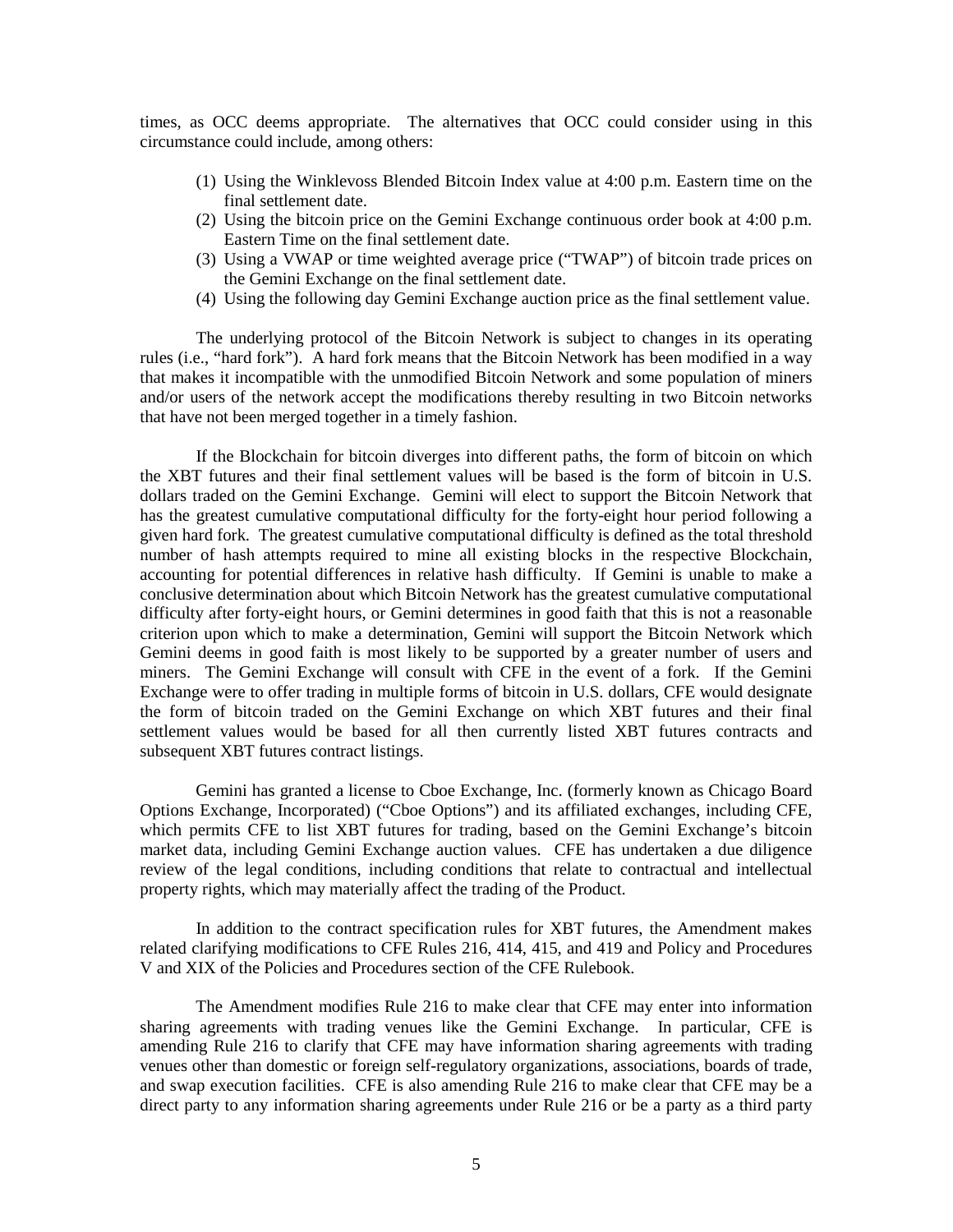times, as OCC deems appropriate. The alternatives that OCC could consider using in this circumstance could include, among others:

(1) Using the Winklevoss Blended Bitcoin Index value at 4:00 p.m. Eastern time on the final settlement date.
(2) Using the bitcoin price on the Gemini Exchange continuous order book at 4:00 p.m. Eastern Time on the final settlement date.
(3) Using a VWAP or time weighted average price ("TWAP") of bitcoin trade prices on the Gemini Exchange on the final settlement date.
(4) Using the following day Gemini Exchange auction price as the final settlement value.

The underlying protocol of the Bitcoin Network is subject to changes in its operating rules (i.e., "hard fork"). A hard fork means that the Bitcoin Network has been modified in a way that makes it incompatible with the unmodified Bitcoin Network and some population of miners and/or users of the network accept the modifications thereby resulting in two Bitcoin networks that have not been merged together in a timely fashion.

If the Blockchain for bitcoin diverges into different paths, the form of bitcoin on which the XBT futures and their final settlement values will be based is the form of bitcoin in U.S. dollars traded on the Gemini Exchange. Gemini will elect to support the Bitcoin Network that has the greatest cumulative computational difficulty for the forty-eight hour period following a given hard fork. The greatest cumulative computational difficulty is defined as the total threshold number of hash attempts required to mine all existing blocks in the respective Blockchain, accounting for potential differences in relative hash difficulty. If Gemini is unable to make a conclusive determination about which Bitcoin Network has the greatest cumulative computational difficulty after forty-eight hours, or Gemini determines in good faith that this is not a reasonable criterion upon which to make a determination, Gemini will support the Bitcoin Network which Gemini deems in good faith is most likely to be supported by a greater number of users and miners. The Gemini Exchange will consult with CFE in the event of a fork. If the Gemini Exchange were to offer trading in multiple forms of bitcoin in U.S. dollars, CFE would designate the form of bitcoin traded on the Gemini Exchange on which XBT futures and their final settlement values would be based for all then currently listed XBT futures contracts and subsequent XBT futures contract listings.

Gemini has granted a license to Cboe Exchange, Inc. (formerly known as Chicago Board Options Exchange, Incorporated) ("Cboe Options") and its affiliated exchanges, including CFE, which permits CFE to list XBT futures for trading, based on the Gemini Exchange's bitcoin market data, including Gemini Exchange auction values. CFE has undertaken a due diligence review of the legal conditions, including conditions that relate to contractual and intellectual property rights, which may materially affect the trading of the Product.

In addition to the contract specification rules for XBT futures, the Amendment makes related clarifying modifications to CFE Rules 216, 414, 415, and 419 and Policy and Procedures V and XIX of the Policies and Procedures section of the CFE Rulebook.

The Amendment modifies Rule 216 to make clear that CFE may enter into information sharing agreements with trading venues like the Gemini Exchange. In particular, CFE is amending Rule 216 to clarify that CFE may have information sharing agreements with trading venues other than domestic or foreign self-regulatory organizations, associations, boards of trade, and swap execution facilities. CFE is also amending Rule 216 to make clear that CFE may be a direct party to any information sharing agreements under Rule 216 or be a party as a third party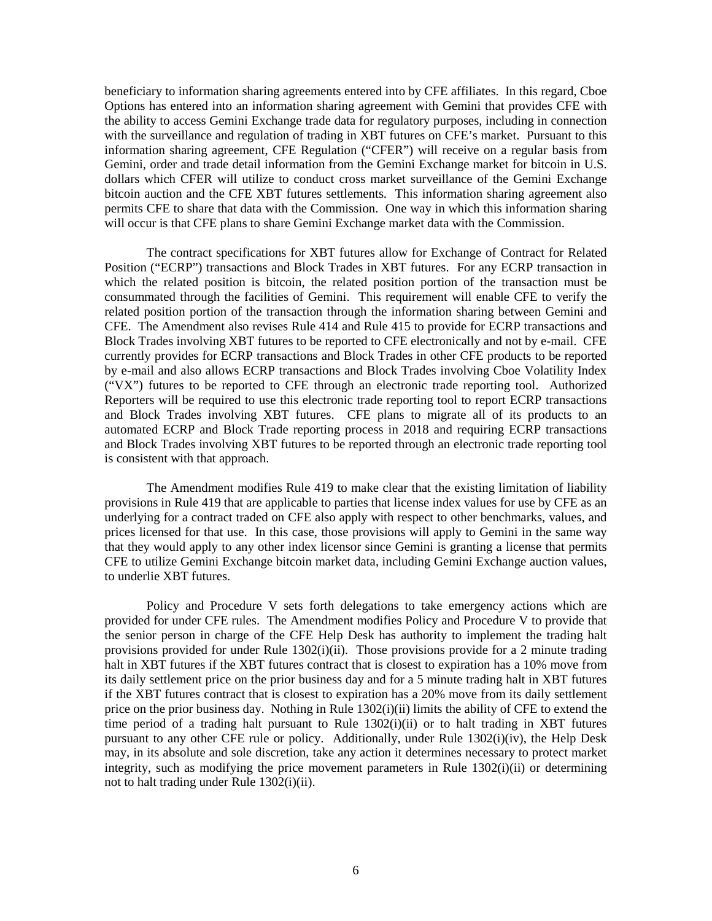beneficiary to information sharing agreements entered into by CFE affiliates. In this regard, Cboe Options has entered into an information sharing agreement with Gemini that provides CFE with the ability to access Gemini Exchange trade data for regulatory purposes, including in connection with the surveillance and regulation of trading in XBT futures on CFE's market. Pursuant to this information sharing agreement, CFE Regulation ("CFER") will receive on a regular basis from Gemini, order and trade detail information from the Gemini Exchange market for bitcoin in U.S. dollars which CFER will utilize to conduct cross market surveillance of the Gemini Exchange bitcoin auction and the CFE XBT futures settlements. This information sharing agreement also permits CFE to share that data with the Commission. One way in which this information sharing will occur is that CFE plans to share Gemini Exchange market data with the Commission.

The contract specifications for XBT futures allow for Exchange of Contract for Related Position ("ECRP") transactions and Block Trades in XBT futures. For any ECRP transaction in which the related position is bitcoin, the related position portion of the transaction must be consummated through the facilities of Gemini. This requirement will enable CFE to verify the related position portion of the transaction through the information sharing between Gemini and CFE. The Amendment also revises Rule 414 and Rule 415 to provide for ECRP transactions and Block Trades involving XBT futures to be reported to CFE electronically and not by e-mail. CFE currently provides for ECRP transactions and Block Trades in other CFE products to be reported by e-mail and also allows ECRP transactions and Block Trades involving Cboe Volatility Index ("VX") futures to be reported to CFE through an electronic trade reporting tool. Authorized Reporters will be required to use this electronic trade reporting tool to report ECRP transactions and Block Trades involving XBT futures. CFE plans to migrate all of its products to an automated ECRP and Block Trade reporting process in 2018 and requiring ECRP transactions and Block Trades involving XBT futures to be reported through an electronic trade reporting tool is consistent with that approach.

The Amendment modifies Rule 419 to make clear that the existing limitation of liability provisions in Rule 419 that are applicable to parties that license index values for use by CFE as an underlying for a contract traded on CFE also apply with respect to other benchmarks, values, and prices licensed for that use. In this case, those provisions will apply to Gemini in the same way that they would apply to any other index licensor since Gemini is granting a license that permits CFE to utilize Gemini Exchange bitcoin market data, including Gemini Exchange auction values, to underlie XBT futures.

Policy and Procedure V sets forth delegations to take emergency actions which are provided for under CFE rules. The Amendment modifies Policy and Procedure V to provide that the senior person in charge of the CFE Help Desk has authority to implement the trading halt provisions provided for under Rule 1302(i)(ii). Those provisions provide for a 2 minute trading halt in XBT futures if the XBT futures contract that is closest to expiration has a 10% move from its daily settlement price on the prior business day and for a 5 minute trading halt in XBT futures if the XBT futures contract that is closest to expiration has a 20% move from its daily settlement price on the prior business day. Nothing in Rule 1302(i)(ii) limits the ability of CFE to extend the time period of a trading halt pursuant to Rule 1302(i)(ii) or to halt trading in XBT futures pursuant to any other CFE rule or policy. Additionally, under Rule 1302(i)(iv), the Help Desk may, in its absolute and sole discretion, take any action it determines necessary to protect market integrity, such as modifying the price movement parameters in Rule 1302(i)(ii) or determining not to halt trading under Rule 1302(i)(ii).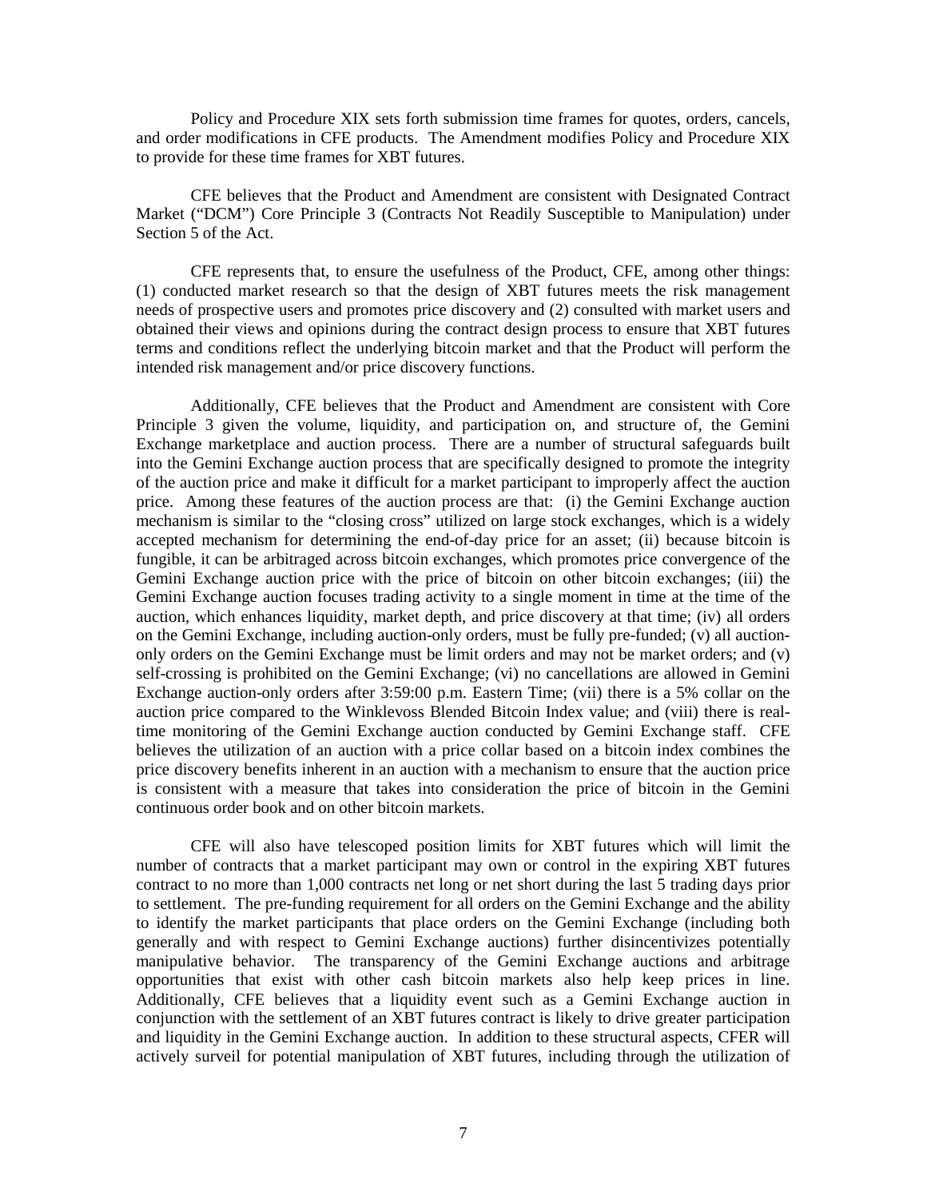Policy and Procedure XIX sets forth submission time frames for quotes, orders, cancels, and order modifications in CFE products. The Amendment modifies Policy and Procedure XIX to provide for these time frames for XBT futures.

CFE believes that the Product and Amendment are consistent with Designated Contract Market ("DCM") Core Principle 3 (Contracts Not Readily Susceptible to Manipulation) under Section 5 of the Act.

CFE represents that, to ensure the usefulness of the Product, CFE, among other things: (1) conducted market research so that the design of XBT futures meets the risk management needs of prospective users and promotes price discovery and (2) consulted with market users and obtained their views and opinions during the contract design process to ensure that XBT futures terms and conditions reflect the underlying bitcoin market and that the Product will perform the intended risk management and/or price discovery functions.

Additionally, CFE believes that the Product and Amendment are consistent with Core Principle 3 given the volume, liquidity, and participation on, and structure of, the Gemini Exchange marketplace and auction process. There are a number of structural safeguards built into the Gemini Exchange auction process that are specifically designed to promote the integrity of the auction price and make it difficult for a market participant to improperly affect the auction price. Among these features of the auction process are that: (i) the Gemini Exchange auction mechanism is similar to the "closing cross" utilized on large stock exchanges, which is a widely accepted mechanism for determining the end-of-day price for an asset; (ii) because bitcoin is fungible, it can be arbitraged across bitcoin exchanges, which promotes price convergence of the Gemini Exchange auction price with the price of bitcoin on other bitcoin exchanges; (iii) the Gemini Exchange auction focuses trading activity to a single moment in time at the time of the auction, which enhances liquidity, market depth, and price discovery at that time; (iv) all orders on the Gemini Exchange, including auction-only orders, must be fully pre-funded; (v) all auction-only orders on the Gemini Exchange must be limit orders and may not be market orders; and (v) self-crossing is prohibited on the Gemini Exchange; (vi) no cancellations are allowed in Gemini Exchange auction-only orders after 3:59:00 p.m. Eastern Time; (vii) there is a 5% collar on the auction price compared to the Winklevoss Blended Bitcoin Index value; and (viii) there is real-time monitoring of the Gemini Exchange auction conducted by Gemini Exchange staff. CFE believes the utilization of an auction with a price collar based on a bitcoin index combines the price discovery benefits inherent in an auction with a mechanism to ensure that the auction price is consistent with a measure that takes into consideration the price of bitcoin in the Gemini continuous order book and on other bitcoin markets.

CFE will also have telescoped position limits for XBT futures which will limit the number of contracts that a market participant may own or control in the expiring XBT futures contract to no more than 1,000 contracts net long or net short during the last 5 trading days prior to settlement. The pre-funding requirement for all orders on the Gemini Exchange and the ability to identify the market participants that place orders on the Gemini Exchange (including both generally and with respect to Gemini Exchange auctions) further disincentivizes potentially manipulative behavior. The transparency of the Gemini Exchange auctions and arbitrage opportunities that exist with other cash bitcoin markets also help keep prices in line. Additionally, CFE believes that a liquidity event such as a Gemini Exchange auction in conjunction with the settlement of an XBT futures contract is likely to drive greater participation and liquidity in the Gemini Exchange auction. In addition to these structural aspects, CFER will actively surveil for potential manipulation of XBT futures, including through the utilization of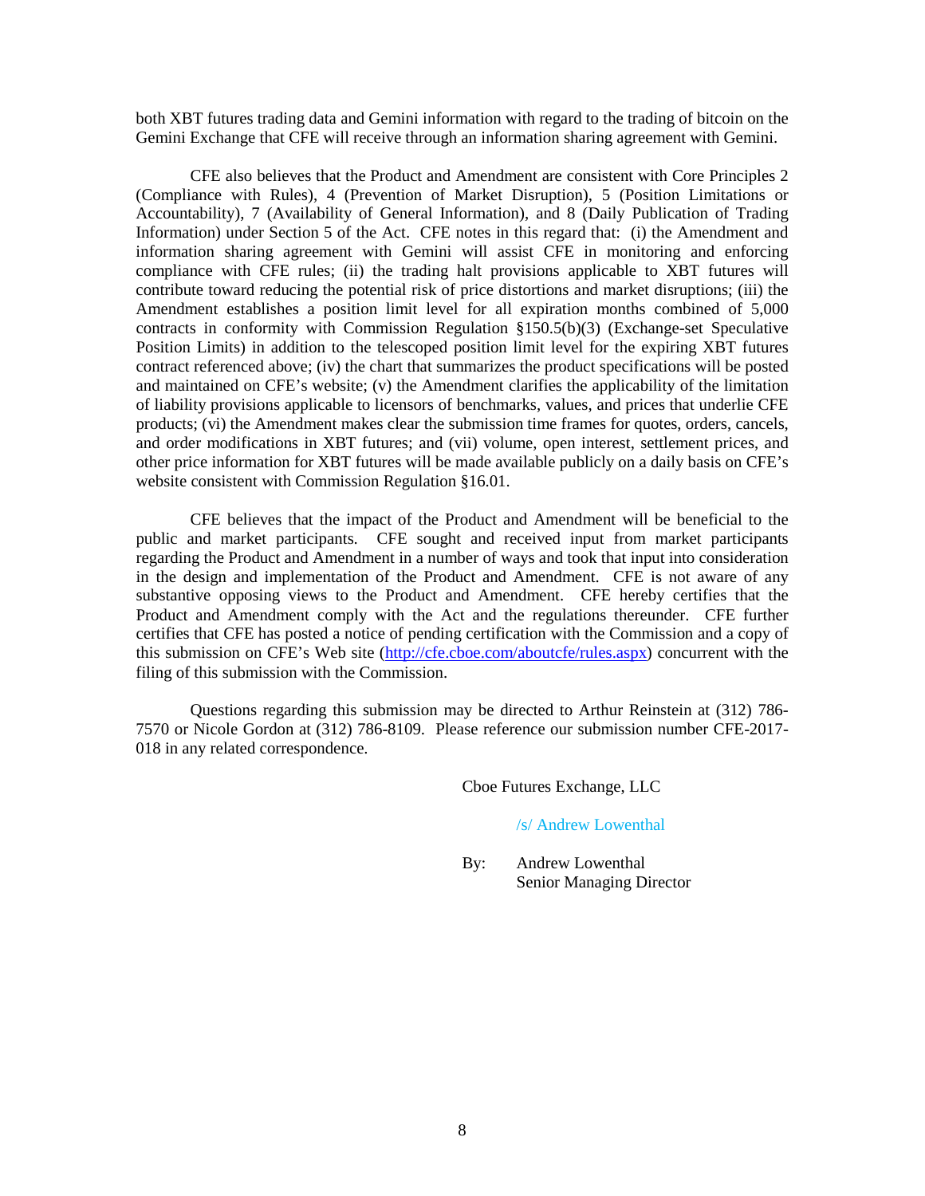both XBT futures trading data and Gemini information with regard to the trading of bitcoin on the Gemini Exchange that CFE will receive through an information sharing agreement with Gemini.

CFE also believes that the Product and Amendment are consistent with Core Principles 2 (Compliance with Rules), 4 (Prevention of Market Disruption), 5 (Position Limitations or Accountability), 7 (Availability of General Information), and 8 (Daily Publication of Trading Information) under Section 5 of the Act. CFE notes in this regard that: (i) the Amendment and information sharing agreement with Gemini will assist CFE in monitoring and enforcing compliance with CFE rules; (ii) the trading halt provisions applicable to XBT futures will contribute toward reducing the potential risk of price distortions and market disruptions; (iii) the Amendment establishes a position limit level for all expiration months combined of 5,000 contracts in conformity with Commission Regulation §150.5(b)(3) (Exchange-set Speculative Position Limits) in addition to the telescoped position limit level for the expiring XBT futures contract referenced above; (iv) the chart that summarizes the product specifications will be posted and maintained on CFE's website; (v) the Amendment clarifies the applicability of the limitation of liability provisions applicable to licensors of benchmarks, values, and prices that underlie CFE products; (vi) the Amendment makes clear the submission time frames for quotes, orders, cancels, and order modifications in XBT futures; and (vii) volume, open interest, settlement prices, and other price information for XBT futures will be made available publicly on a daily basis on CFE's website consistent with Commission Regulation §16.01.

CFE believes that the impact of the Product and Amendment will be beneficial to the public and market participants. CFE sought and received input from market participants regarding the Product and Amendment in a number of ways and took that input into consideration in the design and implementation of the Product and Amendment. CFE is not aware of any substantive opposing views to the Product and Amendment. CFE hereby certifies that the Product and Amendment comply with the Act and the regulations thereunder. CFE further certifies that CFE has posted a notice of pending certification with the Commission and a copy of this submission on CFE's Web site (http://cfe.cboe.com/aboutcfe/rules.aspx) concurrent with the filing of this submission with the Commission.

Questions regarding this submission may be directed to Arthur Reinstein at (312) 786-7570 or Nicole Gordon at (312) 786-8109. Please reference our submission number CFE-2017-018 in any related correspondence.

Cboe Futures Exchange, LLC

/s/ Andrew Lowenthal

By: Andrew Lowenthal
Senior Managing Director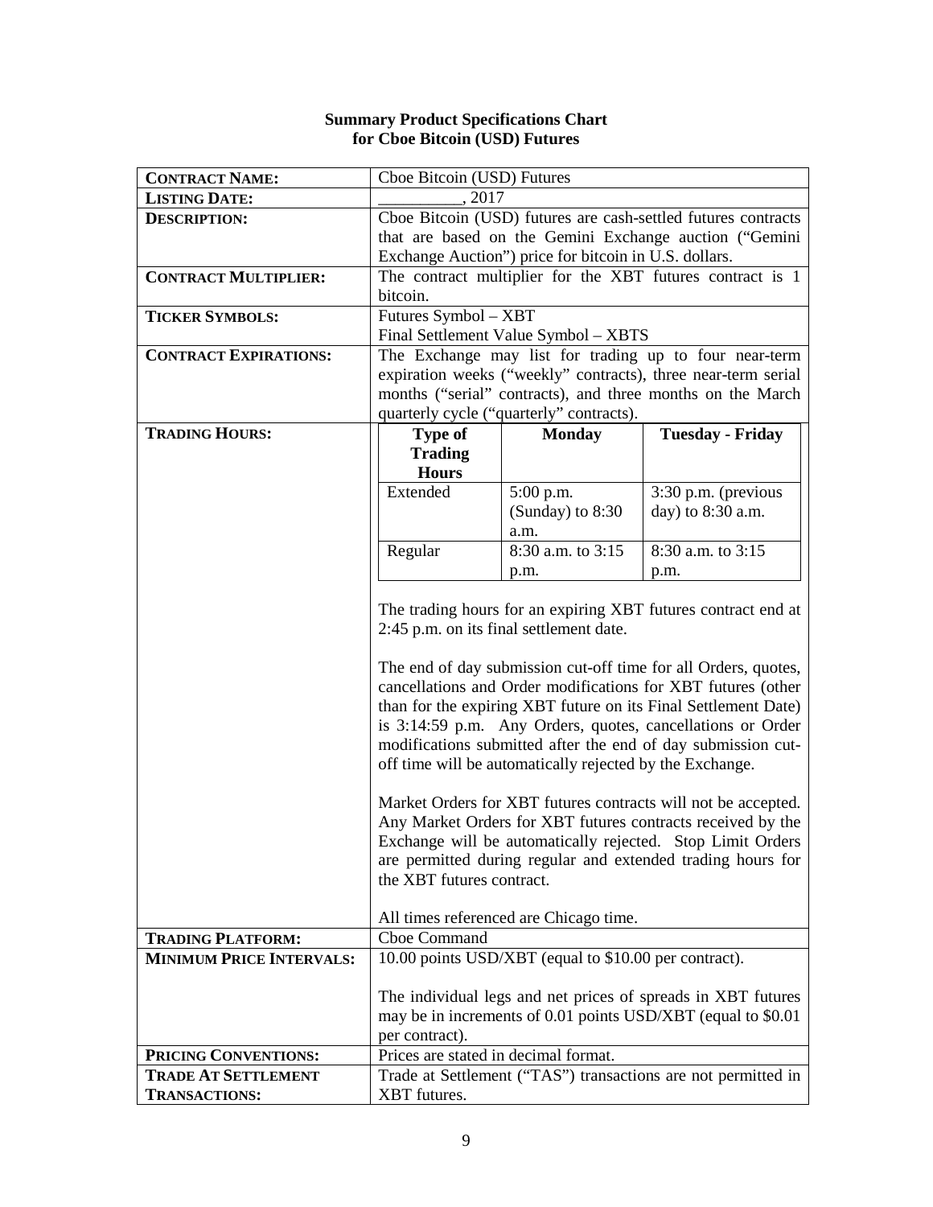**Summary Product Specifications Chart**
**for Cboe Bitcoin (USD) Futures**

| | |
|---|---|
| **CONTRACT NAME:** | Cboe Bitcoin (USD) Futures |
| **LISTING DATE:** | __________, 2017 |
| **DESCRIPTION:** | Cboe Bitcoin (USD) futures are cash-settled futures contracts that are based on the Gemini Exchange auction ("Gemini Exchange Auction") price for bitcoin in U.S. dollars. |
| **CONTRACT MULTIPLIER:** | The contract multiplier for the XBT futures contract is 1 bitcoin. |
| **TICKER SYMBOLS:** | Futures Symbol – XBT<br>Final Settlement Value Symbol – XBTS |
| **CONTRACT EXPIRATIONS:** | The Exchange may list for trading up to four near-term expiration weeks ("weekly" contracts), three near-term serial months ("serial" contracts), and three months on the March quarterly cycle ("quarterly" contracts). |
| **TRADING HOURS:** | **Type of Trading Hours** / **Monday** / **Tuesday - Friday**<br>Extended: 5:00 p.m. (Sunday) to 8:30 a.m. / 3:30 p.m. (previous day) to 8:30 a.m.<br>Regular: 8:30 a.m. to 3:15 p.m. / 8:30 a.m. to 3:15 p.m.<br><br>The trading hours for an expiring XBT futures contract end at 2:45 p.m. on its final settlement date.<br><br>The end of day submission cut-off time for all Orders, quotes, cancellations and Order modifications for XBT futures (other than for the expiring XBT future on its Final Settlement Date) is 3:14:59 p.m. Any Orders, quotes, cancellations or Order modifications submitted after the end of day submission cut-off time will be automatically rejected by the Exchange.<br><br>Market Orders for XBT futures contracts will not be accepted. Any Market Orders for XBT futures contracts received by the Exchange will be automatically rejected. Stop Limit Orders are permitted during regular and extended trading hours for the XBT futures contract.<br><br>All times referenced are Chicago time. |
| **TRADING PLATFORM:** | Cboe Command |
| **MINIMUM PRICE INTERVALS:** | 10.00 points USD/XBT (equal to $10.00 per contract).<br><br>The individual legs and net prices of spreads in XBT futures may be in increments of 0.01 points USD/XBT (equal to $0.01 per contract). |
| **PRICING CONVENTIONS:** | Prices are stated in decimal format. |
| **TRADE AT SETTLEMENT TRANSACTIONS:** | Trade at Settlement ("TAS") transactions are not permitted in XBT futures. |

Trading Hours detail:

| Type of Trading Hours | Monday | Tuesday - Friday |
|---|---|---|
| Extended | 5:00 p.m. (Sunday) to 8:30 a.m. | 3:30 p.m. (previous day) to 8:30 a.m. |
| Regular | 8:30 a.m. to 3:15 p.m. | 8:30 a.m. to 3:15 p.m. |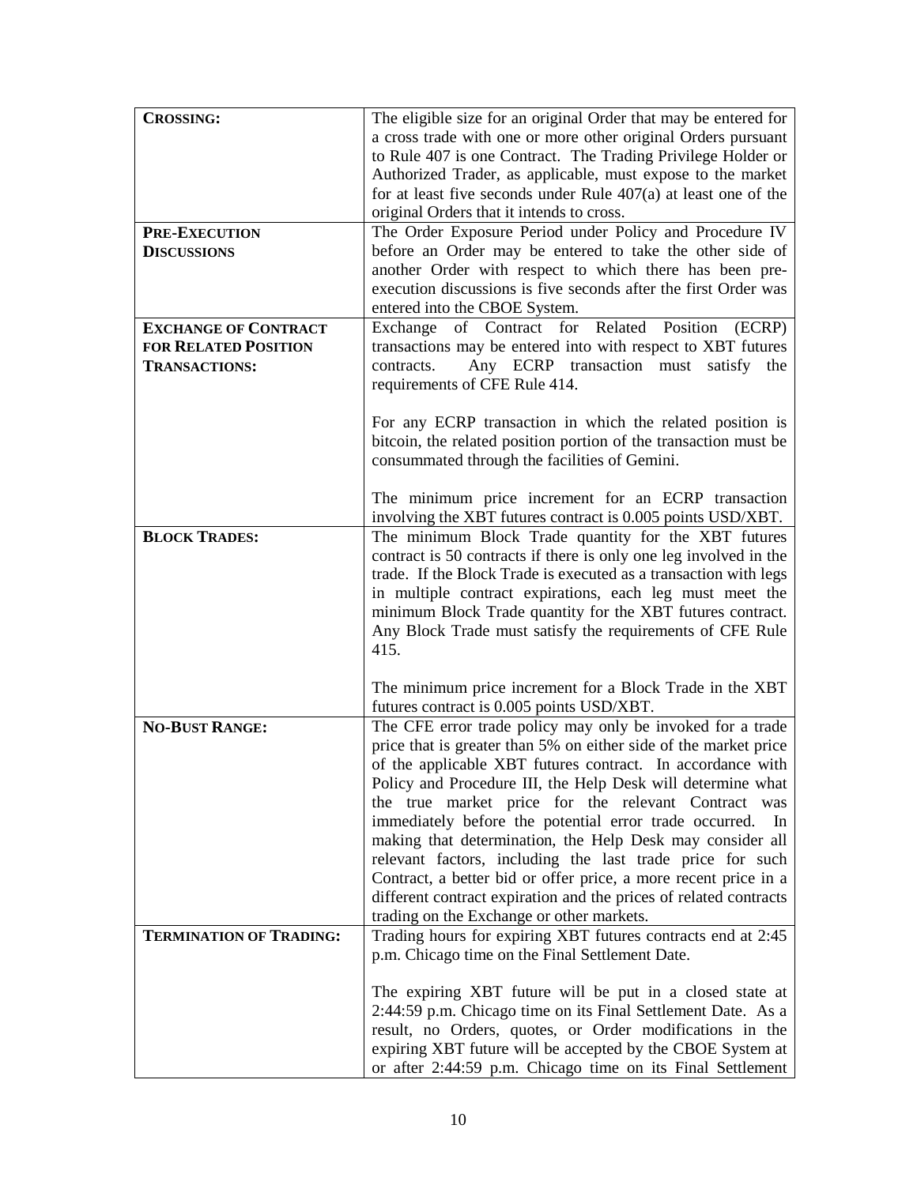| | |
|---|---|
| **CROSSING:** | The eligible size for an original Order that may be entered for a cross trade with one or more other original Orders pursuant to Rule 407 is one Contract. The Trading Privilege Holder or Authorized Trader, as applicable, must expose to the market for at least five seconds under Rule 407(a) at least one of the original Orders that it intends to cross. |
| **PRE-EXECUTION DISCUSSIONS** | The Order Exposure Period under Policy and Procedure IV before an Order may be entered to take the other side of another Order with respect to which there has been pre-execution discussions is five seconds after the first Order was entered into the CBOE System. |
| **EXCHANGE OF CONTRACT FOR RELATED POSITION TRANSACTIONS:** | Exchange of Contract for Related Position (ECRP) transactions may be entered into with respect to XBT futures contracts. Any ECRP transaction must satisfy the requirements of CFE Rule 414.<br><br>For any ECRP transaction in which the related position is bitcoin, the related position portion of the transaction must be consummated through the facilities of Gemini.<br><br>The minimum price increment for an ECRP transaction involving the XBT futures contract is 0.005 points USD/XBT. |
| **BLOCK TRADES:** | The minimum Block Trade quantity for the XBT futures contract is 50 contracts if there is only one leg involved in the trade. If the Block Trade is executed as a transaction with legs in multiple contract expirations, each leg must meet the minimum Block Trade quantity for the XBT futures contract. Any Block Trade must satisfy the requirements of CFE Rule 415.<br><br>The minimum price increment for a Block Trade in the XBT futures contract is 0.005 points USD/XBT. |
| **NO-BUST RANGE:** | The CFE error trade policy may only be invoked for a trade price that is greater than 5% on either side of the market price of the applicable XBT futures contract. In accordance with Policy and Procedure III, the Help Desk will determine what the true market price for the relevant Contract was immediately before the potential error trade occurred. In making that determination, the Help Desk may consider all relevant factors, including the last trade price for such Contract, a better bid or offer price, a more recent price in a different contract expiration and the prices of related contracts trading on the Exchange or other markets. |
| **TERMINATION OF TRADING:** | Trading hours for expiring XBT futures contracts end at 2:45 p.m. Chicago time on the Final Settlement Date.<br><br>The expiring XBT future will be put in a closed state at 2:44:59 p.m. Chicago time on its Final Settlement Date. As a result, no Orders, quotes, or Order modifications in the expiring XBT future will be accepted by the CBOE System at or after 2:44:59 p.m. Chicago time on its Final Settlement |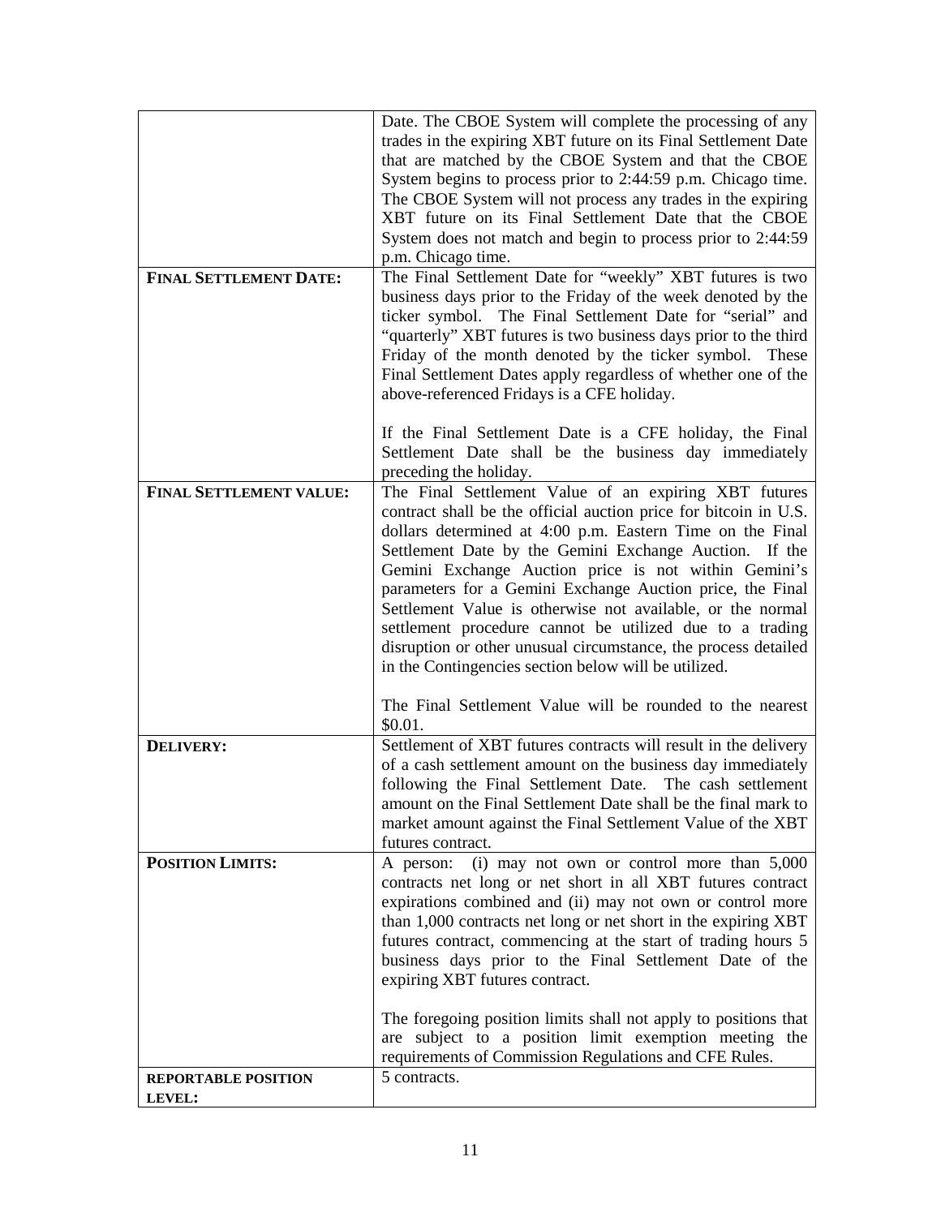| | |
|---|---|
| | Date. The CBOE System will complete the processing of any trades in the expiring XBT future on its Final Settlement Date that are matched by the CBOE System and that the CBOE System begins to process prior to 2:44:59 p.m. Chicago time. The CBOE System will not process any trades in the expiring XBT future on its Final Settlement Date that the CBOE System does not match and begin to process prior to 2:44:59 p.m. Chicago time. |
| **FINAL SETTLEMENT DATE:** | The Final Settlement Date for "weekly" XBT futures is two business days prior to the Friday of the week denoted by the ticker symbol. The Final Settlement Date for "serial" and "quarterly" XBT futures is two business days prior to the third Friday of the month denoted by the ticker symbol. These Final Settlement Dates apply regardless of whether one of the above-referenced Fridays is a CFE holiday.<br><br>If the Final Settlement Date is a CFE holiday, the Final Settlement Date shall be the business day immediately preceding the holiday. |
| **FINAL SETTLEMENT VALUE:** | The Final Settlement Value of an expiring XBT futures contract shall be the official auction price for bitcoin in U.S. dollars determined at 4:00 p.m. Eastern Time on the Final Settlement Date by the Gemini Exchange Auction. If the Gemini Exchange Auction price is not within Gemini's parameters for a Gemini Exchange Auction price, the Final Settlement Value is otherwise not available, or the normal settlement procedure cannot be utilized due to a trading disruption or other unusual circumstance, the process detailed in the Contingencies section below will be utilized.<br><br>The Final Settlement Value will be rounded to the nearest $0.01. |
| **DELIVERY:** | Settlement of XBT futures contracts will result in the delivery of a cash settlement amount on the business day immediately following the Final Settlement Date. The cash settlement amount on the Final Settlement Date shall be the final mark to market amount against the Final Settlement Value of the XBT futures contract. |
| **POSITION LIMITS:** | A person: (i) may not own or control more than 5,000 contracts net long or net short in all XBT futures contract expirations combined and (ii) may not own or control more than 1,000 contracts net long or net short in the expiring XBT futures contract, commencing at the start of trading hours 5 business days prior to the Final Settlement Date of the expiring XBT futures contract.<br><br>The foregoing position limits shall not apply to positions that are subject to a position limit exemption meeting the requirements of Commission Regulations and CFE Rules. |
| **REPORTABLE POSITION LEVEL:** | 5 contracts. |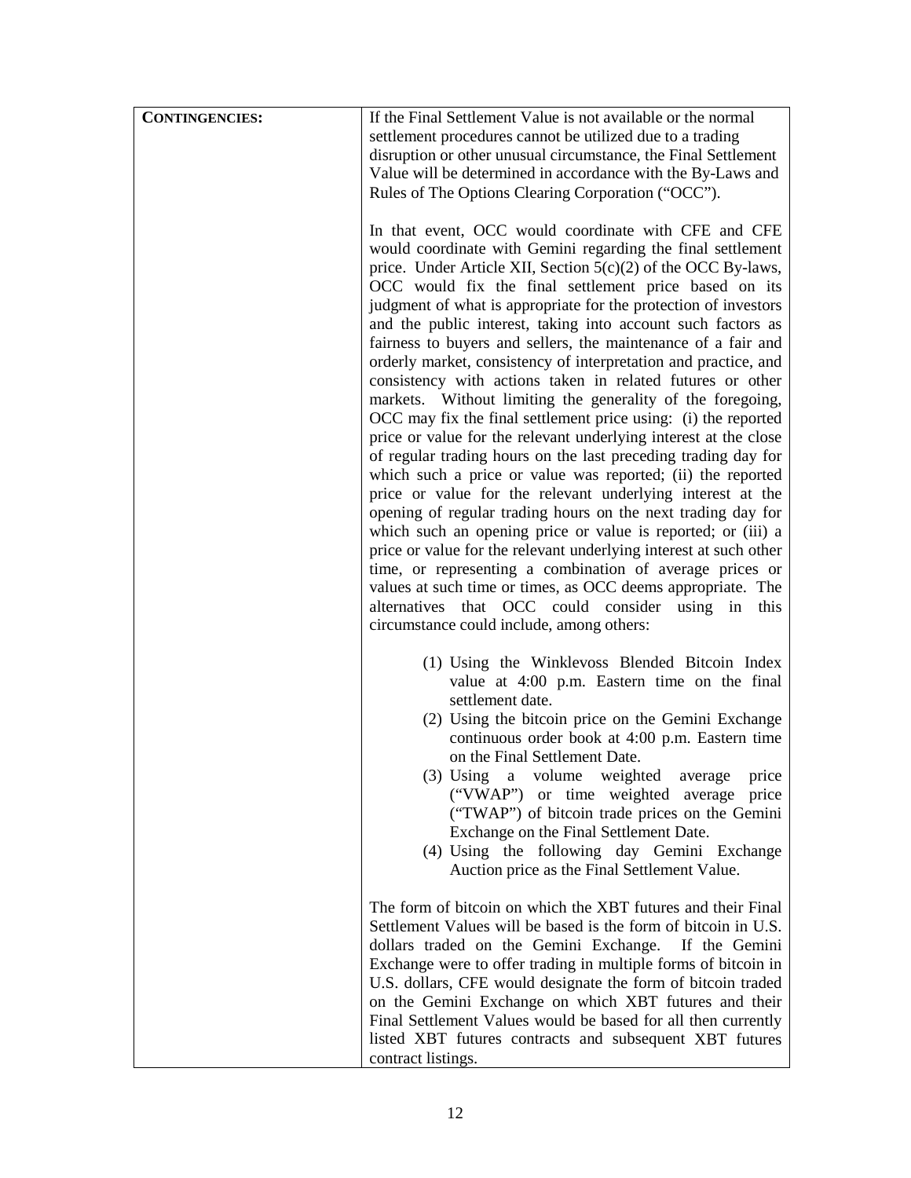| **CONTINGENCIES:** | If the Final Settlement Value is not available or the normal settlement procedures cannot be utilized due to a trading disruption or other unusual circumstance, the Final Settlement Value will be determined in accordance with the By-Laws and Rules of The Options Clearing Corporation ("OCC").<br><br>In that event, OCC would coordinate with CFE and CFE would coordinate with Gemini regarding the final settlement price. Under Article XII, Section 5(c)(2) of the OCC By-laws, OCC would fix the final settlement price based on its judgment of what is appropriate for the protection of investors and the public interest, taking into account such factors as fairness to buyers and sellers, the maintenance of a fair and orderly market, consistency of interpretation and practice, and consistency with actions taken in related futures or other markets. Without limiting the generality of the foregoing, OCC may fix the final settlement price using: (i) the reported price or value for the relevant underlying interest at the close of regular trading hours on the last preceding trading day for which such a price or value was reported; (ii) the reported price or value for the relevant underlying interest at the opening of regular trading hours on the next trading day for which such an opening price or value is reported; or (iii) a price or value for the relevant underlying interest at such other time, or representing a combination of average prices or values at such time or times, as OCC deems appropriate. The alternatives that OCC could consider using in this circumstance could include, among others:<br><br>(1) Using the Winklevoss Blended Bitcoin Index value at 4:00 p.m. Eastern time on the final settlement date.<br>(2) Using the bitcoin price on the Gemini Exchange continuous order book at 4:00 p.m. Eastern time on the Final Settlement Date.<br>(3) Using a volume weighted average price ("VWAP") or time weighted average price ("TWAP") of bitcoin trade prices on the Gemini Exchange on the Final Settlement Date.<br>(4) Using the following day Gemini Exchange Auction price as the Final Settlement Value.<br><br>The form of bitcoin on which the XBT futures and their Final Settlement Values will be based is the form of bitcoin in U.S. dollars traded on the Gemini Exchange. If the Gemini Exchange were to offer trading in multiple forms of bitcoin in U.S. dollars, CFE would designate the form of bitcoin traded on the Gemini Exchange on which XBT futures and their Final Settlement Values would be based for all then currently listed XBT futures contracts and subsequent XBT futures contract listings. |
|---|---|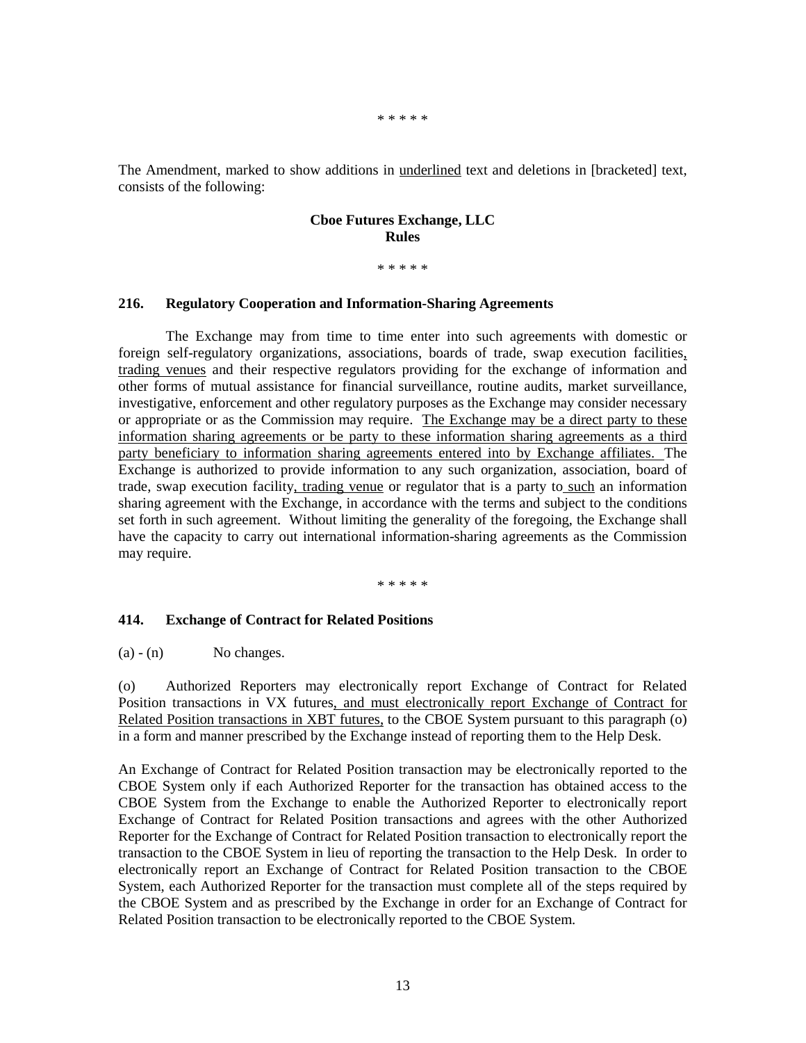\* \* \* \* \*

The Amendment, marked to show additions in <u>underlined</u> text and deletions in [bracketed] text, consists of the following:

**Cboe Futures Exchange, LLC**
**Rules**

\* \* \* \* \*

**216. Regulatory Cooperation and Information-Sharing Agreements**

The Exchange may from time to time enter into such agreements with domestic or foreign self-regulatory organizations, associations, boards of trade, swap execution facilities<u>, trading venues</u> and their respective regulators providing for the exchange of information and other forms of mutual assistance for financial surveillance, routine audits, market surveillance, investigative, enforcement and other regulatory purposes as the Exchange may consider necessary or appropriate or as the Commission may require. <u>The Exchange may be a direct party to these information sharing agreements or be party to these information sharing agreements as a third party beneficiary to information sharing agreements entered into by Exchange affiliates.</u> The Exchange is authorized to provide information to any such organization, association, board of trade, swap execution facility<u>, trading venue</u> or regulator that is a party to <u>such</u> an information sharing agreement with the Exchange, in accordance with the terms and subject to the conditions set forth in such agreement. Without limiting the generality of the foregoing, the Exchange shall have the capacity to carry out international information-sharing agreements as the Commission may require.

\* \* \* \* \*

**414. Exchange of Contract for Related Positions**

(a) - (n) No changes.

(o) Authorized Reporters may electronically report Exchange of Contract for Related Position transactions in VX futures<u>, and must electronically report Exchange of Contract for Related Position transactions in XBT futures,</u> to the CBOE System pursuant to this paragraph (o) in a form and manner prescribed by the Exchange instead of reporting them to the Help Desk.

An Exchange of Contract for Related Position transaction may be electronically reported to the CBOE System only if each Authorized Reporter for the transaction has obtained access to the CBOE System from the Exchange to enable the Authorized Reporter to electronically report Exchange of Contract for Related Position transactions and agrees with the other Authorized Reporter for the Exchange of Contract for Related Position transaction to electronically report the transaction to the CBOE System in lieu of reporting the transaction to the Help Desk. In order to electronically report an Exchange of Contract for Related Position transaction to the CBOE System, each Authorized Reporter for the transaction must complete all of the steps required by the CBOE System and as prescribed by the Exchange in order for an Exchange of Contract for Related Position transaction to be electronically reported to the CBOE System.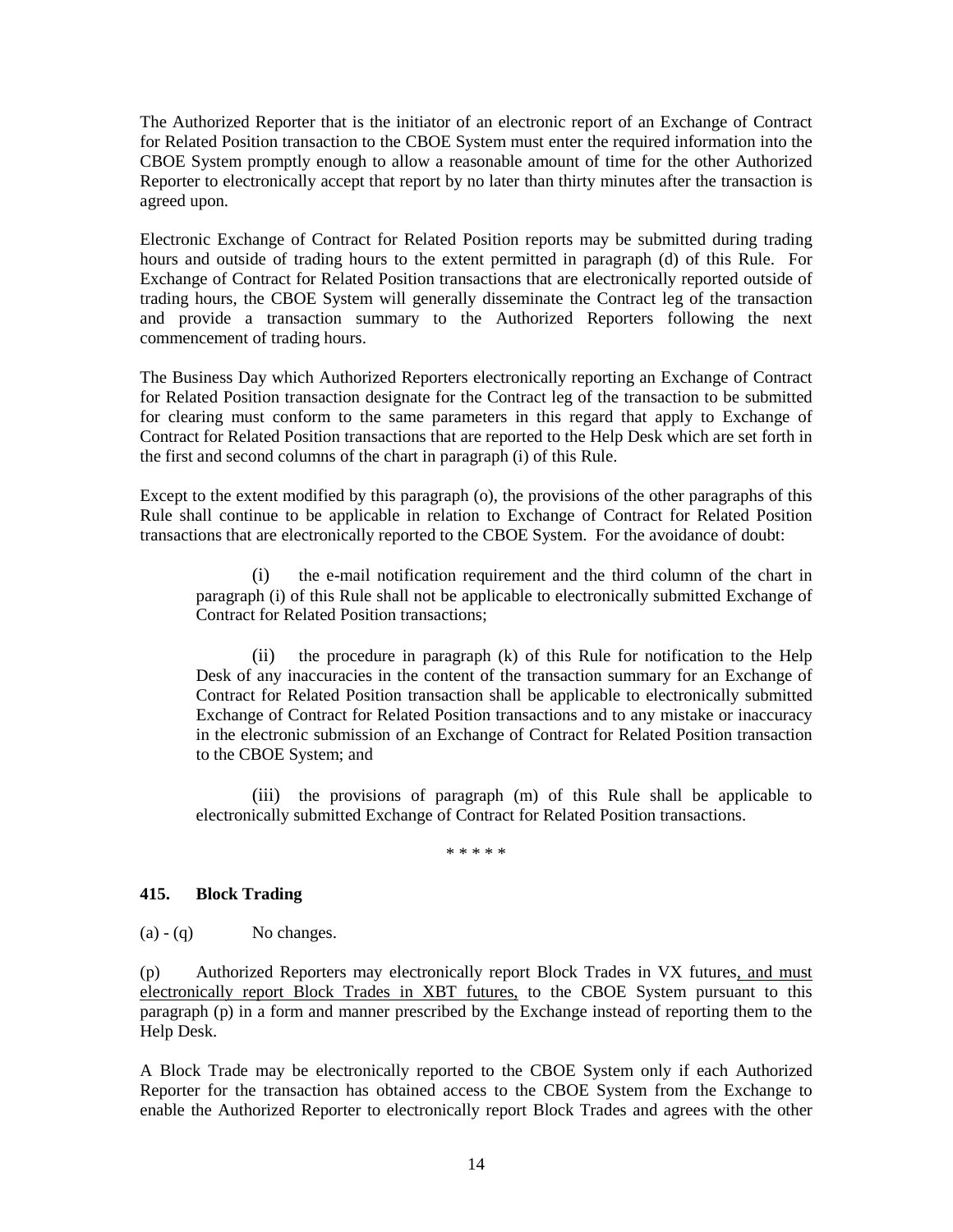The Authorized Reporter that is the initiator of an electronic report of an Exchange of Contract for Related Position transaction to the CBOE System must enter the required information into the CBOE System promptly enough to allow a reasonable amount of time for the other Authorized Reporter to electronically accept that report by no later than thirty minutes after the transaction is agreed upon.

Electronic Exchange of Contract for Related Position reports may be submitted during trading hours and outside of trading hours to the extent permitted in paragraph (d) of this Rule. For Exchange of Contract for Related Position transactions that are electronically reported outside of trading hours, the CBOE System will generally disseminate the Contract leg of the transaction and provide a transaction summary to the Authorized Reporters following the next commencement of trading hours.

The Business Day which Authorized Reporters electronically reporting an Exchange of Contract for Related Position transaction designate for the Contract leg of the transaction to be submitted for clearing must conform to the same parameters in this regard that apply to Exchange of Contract for Related Position transactions that are reported to the Help Desk which are set forth in the first and second columns of the chart in paragraph (i) of this Rule.

Except to the extent modified by this paragraph (o), the provisions of the other paragraphs of this Rule shall continue to be applicable in relation to Exchange of Contract for Related Position transactions that are electronically reported to the CBOE System. For the avoidance of doubt:

(i) the e-mail notification requirement and the third column of the chart in paragraph (i) of this Rule shall not be applicable to electronically submitted Exchange of Contract for Related Position transactions;

(ii) the procedure in paragraph (k) of this Rule for notification to the Help Desk of any inaccuracies in the content of the transaction summary for an Exchange of Contract for Related Position transaction shall be applicable to electronically submitted Exchange of Contract for Related Position transactions and to any mistake or inaccuracy in the electronic submission of an Exchange of Contract for Related Position transaction to the CBOE System; and

(iii) the provisions of paragraph (m) of this Rule shall be applicable to electronically submitted Exchange of Contract for Related Position transactions.

* * * * *

**415. Block Trading**

(a) - (q) No changes.

(p) Authorized Reporters may electronically report Block Trades in VX futures, and must electronically report Block Trades in XBT futures, to the CBOE System pursuant to this paragraph (p) in a form and manner prescribed by the Exchange instead of reporting them to the Help Desk.

A Block Trade may be electronically reported to the CBOE System only if each Authorized Reporter for the transaction has obtained access to the CBOE System from the Exchange to enable the Authorized Reporter to electronically report Block Trades and agrees with the other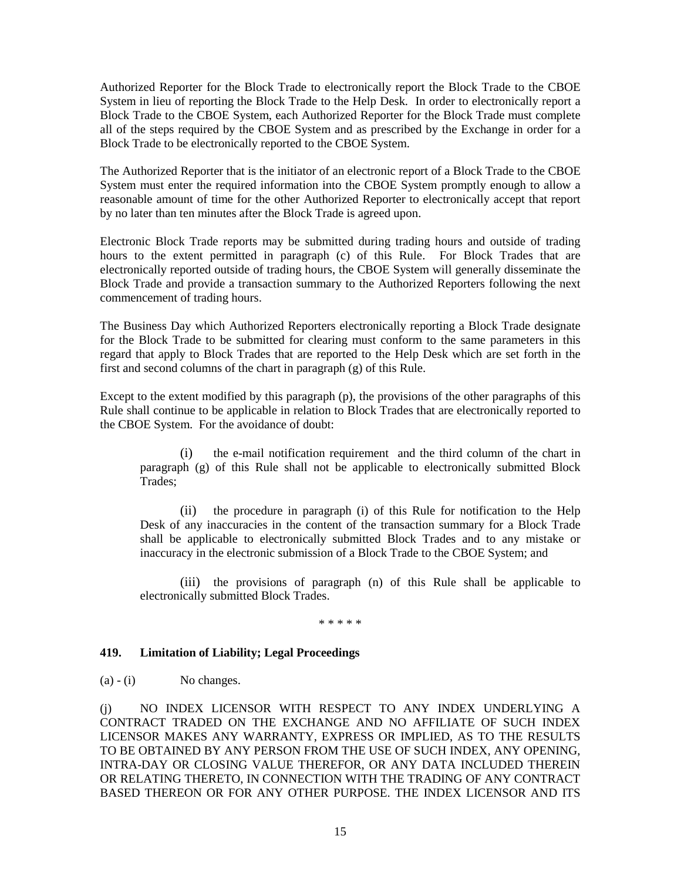Authorized Reporter for the Block Trade to electronically report the Block Trade to the CBOE System in lieu of reporting the Block Trade to the Help Desk. In order to electronically report a Block Trade to the CBOE System, each Authorized Reporter for the Block Trade must complete all of the steps required by the CBOE System and as prescribed by the Exchange in order for a Block Trade to be electronically reported to the CBOE System.

The Authorized Reporter that is the initiator of an electronic report of a Block Trade to the CBOE System must enter the required information into the CBOE System promptly enough to allow a reasonable amount of time for the other Authorized Reporter to electronically accept that report by no later than ten minutes after the Block Trade is agreed upon.

Electronic Block Trade reports may be submitted during trading hours and outside of trading hours to the extent permitted in paragraph (c) of this Rule. For Block Trades that are electronically reported outside of trading hours, the CBOE System will generally disseminate the Block Trade and provide a transaction summary to the Authorized Reporters following the next commencement of trading hours.

The Business Day which Authorized Reporters electronically reporting a Block Trade designate for the Block Trade to be submitted for clearing must conform to the same parameters in this regard that apply to Block Trades that are reported to the Help Desk which are set forth in the first and second columns of the chart in paragraph (g) of this Rule.

Except to the extent modified by this paragraph (p), the provisions of the other paragraphs of this Rule shall continue to be applicable in relation to Block Trades that are electronically reported to the CBOE System. For the avoidance of doubt:

(i) the e-mail notification requirement and the third column of the chart in paragraph (g) of this Rule shall not be applicable to electronically submitted Block Trades;

(ii) the procedure in paragraph (i) of this Rule for notification to the Help Desk of any inaccuracies in the content of the transaction summary for a Block Trade shall be applicable to electronically submitted Block Trades and to any mistake or inaccuracy in the electronic submission of a Block Trade to the CBOE System; and

(iii) the provisions of paragraph (n) of this Rule shall be applicable to electronically submitted Block Trades.

\* \* \* \* \*

### 419. Limitation of Liability; Legal Proceedings

(a) - (i) No changes.

(j) NO INDEX LICENSOR WITH RESPECT TO ANY INDEX UNDERLYING A CONTRACT TRADED ON THE EXCHANGE AND NO AFFILIATE OF SUCH INDEX LICENSOR MAKES ANY WARRANTY, EXPRESS OR IMPLIED, AS TO THE RESULTS TO BE OBTAINED BY ANY PERSON FROM THE USE OF SUCH INDEX, ANY OPENING, INTRA-DAY OR CLOSING VALUE THEREFOR, OR ANY DATA INCLUDED THEREIN OR RELATING THERETO, IN CONNECTION WITH THE TRADING OF ANY CONTRACT BASED THEREON OR FOR ANY OTHER PURPOSE. THE INDEX LICENSOR AND ITS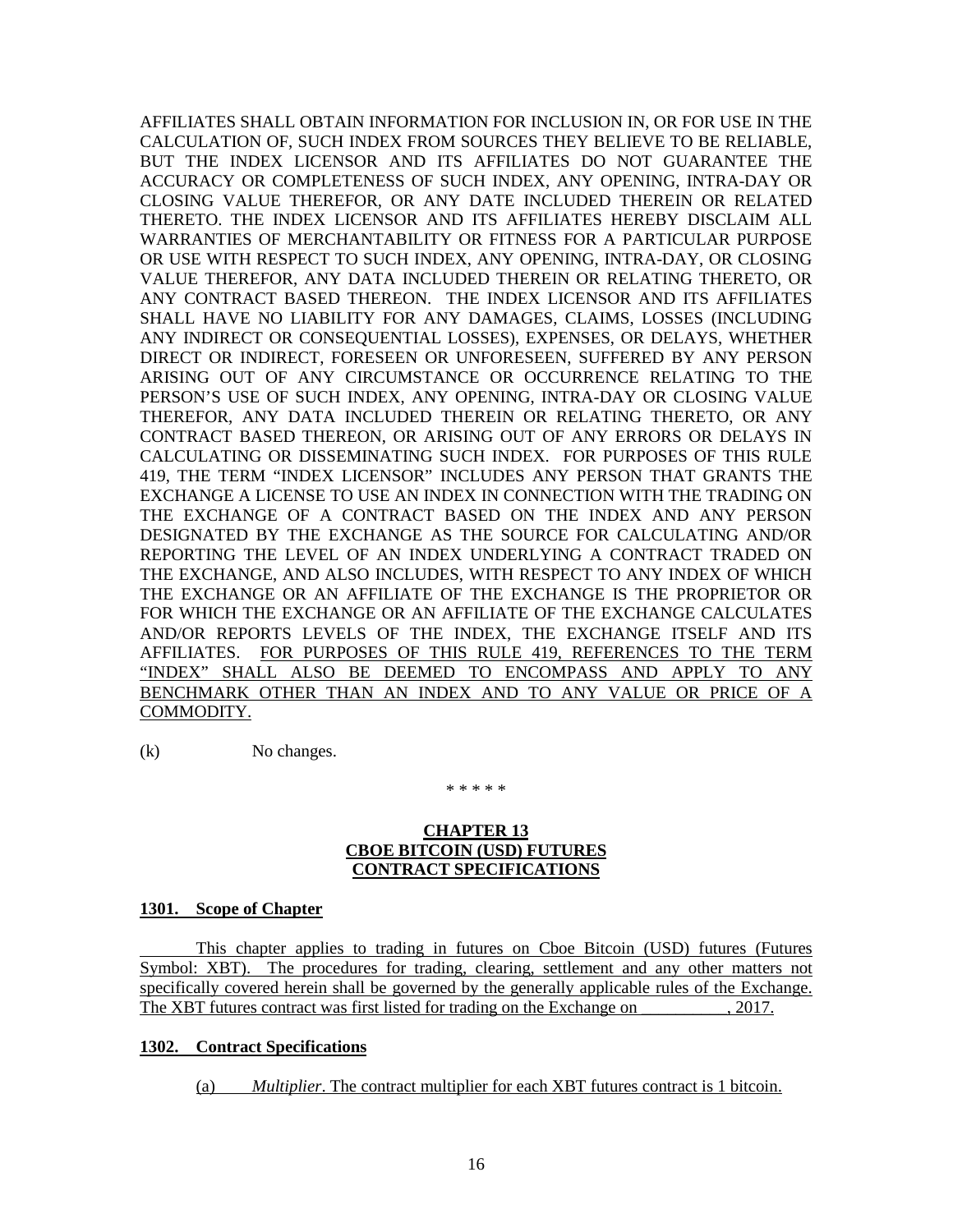AFFILIATES SHALL OBTAIN INFORMATION FOR INCLUSION IN, OR FOR USE IN THE CALCULATION OF, SUCH INDEX FROM SOURCES THEY BELIEVE TO BE RELIABLE, BUT THE INDEX LICENSOR AND ITS AFFILIATES DO NOT GUARANTEE THE ACCURACY OR COMPLETENESS OF SUCH INDEX, ANY OPENING, INTRA-DAY OR CLOSING VALUE THEREFOR, OR ANY DATE INCLUDED THEREIN OR RELATED THERETO. THE INDEX LICENSOR AND ITS AFFILIATES HEREBY DISCLAIM ALL WARRANTIES OF MERCHANTABILITY OR FITNESS FOR A PARTICULAR PURPOSE OR USE WITH RESPECT TO SUCH INDEX, ANY OPENING, INTRA-DAY, OR CLOSING VALUE THEREFOR, ANY DATA INCLUDED THEREIN OR RELATING THERETO, OR ANY CONTRACT BASED THEREON. THE INDEX LICENSOR AND ITS AFFILIATES SHALL HAVE NO LIABILITY FOR ANY DAMAGES, CLAIMS, LOSSES (INCLUDING ANY INDIRECT OR CONSEQUENTIAL LOSSES), EXPENSES, OR DELAYS, WHETHER DIRECT OR INDIRECT, FORESEEN OR UNFORESEEN, SUFFERED BY ANY PERSON ARISING OUT OF ANY CIRCUMSTANCE OR OCCURRENCE RELATING TO THE PERSON'S USE OF SUCH INDEX, ANY OPENING, INTRA-DAY OR CLOSING VALUE THEREFOR, ANY DATA INCLUDED THEREIN OR RELATING THERETO, OR ANY CONTRACT BASED THEREON, OR ARISING OUT OF ANY ERRORS OR DELAYS IN CALCULATING OR DISSEMINATING SUCH INDEX. FOR PURPOSES OF THIS RULE 419, THE TERM "INDEX LICENSOR" INCLUDES ANY PERSON THAT GRANTS THE EXCHANGE A LICENSE TO USE AN INDEX IN CONNECTION WITH THE TRADING ON THE EXCHANGE OF A CONTRACT BASED ON THE INDEX AND ANY PERSON DESIGNATED BY THE EXCHANGE AS THE SOURCE FOR CALCULATING AND/OR REPORTING THE LEVEL OF AN INDEX UNDERLYING A CONTRACT TRADED ON THE EXCHANGE, AND ALSO INCLUDES, WITH RESPECT TO ANY INDEX OF WHICH THE EXCHANGE OR AN AFFILIATE OF THE EXCHANGE IS THE PROPRIETOR OR FOR WHICH THE EXCHANGE OR AN AFFILIATE OF THE EXCHANGE CALCULATES AND/OR REPORTS LEVELS OF THE INDEX, THE EXCHANGE ITSELF AND ITS AFFILIATES. <u>FOR PURPOSES OF THIS RULE 419, REFERENCES TO THE TERM "INDEX" SHALL ALSO BE DEEMED TO ENCOMPASS AND APPLY TO ANY BENCHMARK OTHER THAN AN INDEX AND TO ANY VALUE OR PRICE OF A COMMODITY.</u>

(k) No changes.

\* \* \* \* \*

## <u>CHAPTER 13</u>
## <u>CBOE BITCOIN (USD) FUTURES</u>
## <u>CONTRACT SPECIFICATIONS</u>

### <u>1301. Scope of Chapter</u>

<u>This chapter applies to trading in futures on Cboe Bitcoin (USD) futures (Futures Symbol: XBT). The procedures for trading, clearing, settlement and any other matters not specifically covered herein shall be governed by the generally applicable rules of the Exchange. The XBT futures contract was first listed for trading on the Exchange on __________, 2017.</u>

### <u>1302. Contract Specifications</u>

<u>(a) *Multiplier*. The contract multiplier for each XBT futures contract is 1 bitcoin.</u>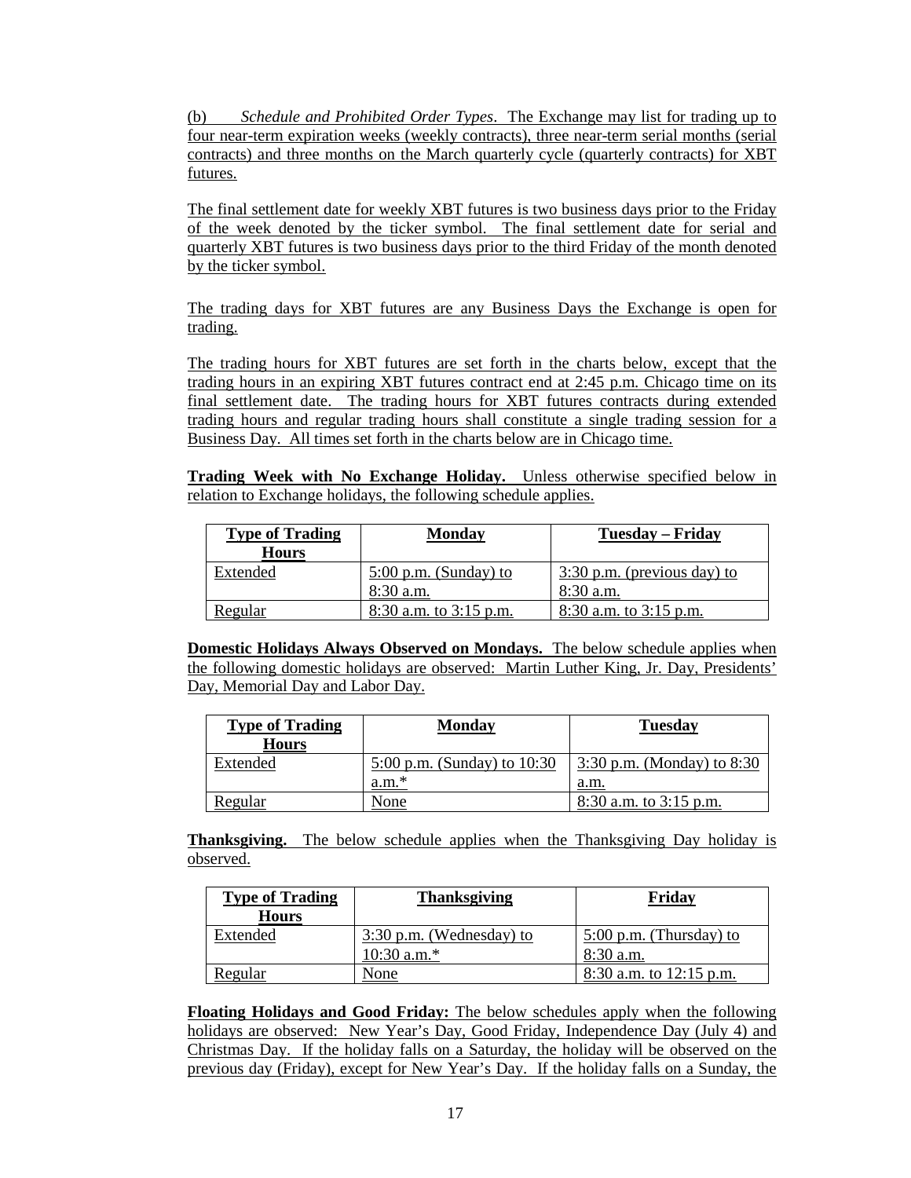(b) *Schedule and Prohibited Order Types*. The Exchange may list for trading up to four near-term expiration weeks (weekly contracts), three near-term serial months (serial contracts) and three months on the March quarterly cycle (quarterly contracts) for XBT futures.

The final settlement date for weekly XBT futures is two business days prior to the Friday of the week denoted by the ticker symbol. The final settlement date for serial and quarterly XBT futures is two business days prior to the third Friday of the month denoted by the ticker symbol.

The trading days for XBT futures are any Business Days the Exchange is open for trading.

The trading hours for XBT futures are set forth in the charts below, except that the trading hours in an expiring XBT futures contract end at 2:45 p.m. Chicago time on its final settlement date. The trading hours for XBT futures contracts during extended trading hours and regular trading hours shall constitute a single trading session for a Business Day. All times set forth in the charts below are in Chicago time.

**Trading Week with No Exchange Holiday.** Unless otherwise specified below in relation to Exchange holidays, the following schedule applies.

| Type of Trading Hours | Monday | Tuesday – Friday |
|---|---|---|
| Extended | 5:00 p.m. (Sunday) to 8:30 a.m. | 3:30 p.m. (previous day) to 8:30 a.m. |
| Regular | 8:30 a.m. to 3:15 p.m. | 8:30 a.m. to 3:15 p.m. |

**Domestic Holidays Always Observed on Mondays.** The below schedule applies when the following domestic holidays are observed: Martin Luther King, Jr. Day, Presidents' Day, Memorial Day and Labor Day.

| Type of Trading Hours | Monday | Tuesday |
|---|---|---|
| Extended | 5:00 p.m. (Sunday) to 10:30 a.m.* | 3:30 p.m. (Monday) to 8:30 a.m. |
| Regular | None | 8:30 a.m. to 3:15 p.m. |

**Thanksgiving.** The below schedule applies when the Thanksgiving Day holiday is observed.

| Type of Trading Hours | Thanksgiving | Friday |
|---|---|---|
| Extended | 3:30 p.m. (Wednesday) to 10:30 a.m.* | 5:00 p.m. (Thursday) to 8:30 a.m. |
| Regular | None | 8:30 a.m. to 12:15 p.m. |

**Floating Holidays and Good Friday:** The below schedules apply when the following holidays are observed: New Year's Day, Good Friday, Independence Day (July 4) and Christmas Day. If the holiday falls on a Saturday, the holiday will be observed on the previous day (Friday), except for New Year's Day. If the holiday falls on a Sunday, the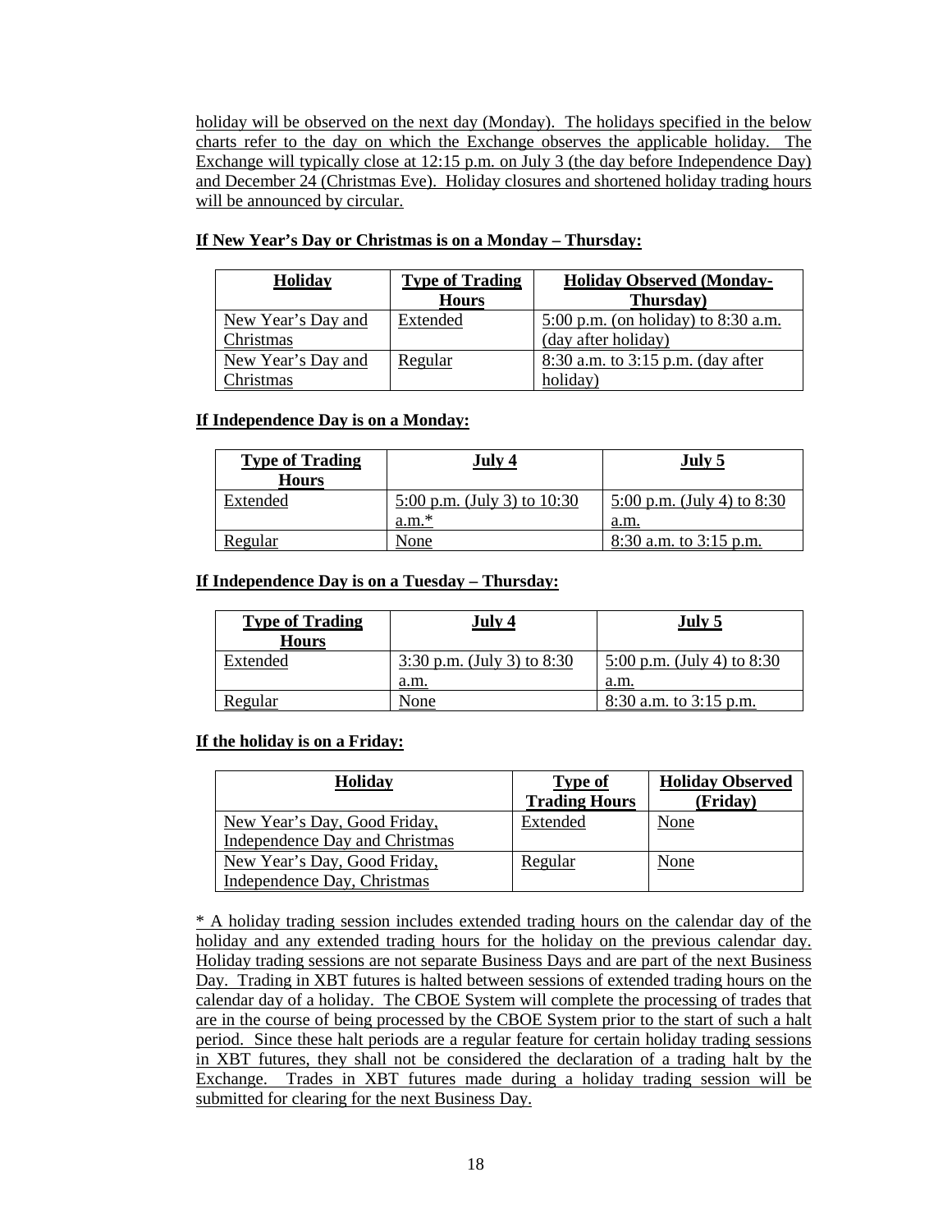holiday will be observed on the next day (Monday). The holidays specified in the below charts refer to the day on which the Exchange observes the applicable holiday. The Exchange will typically close at 12:15 p.m. on July 3 (the day before Independence Day) and December 24 (Christmas Eve). Holiday closures and shortened holiday trading hours will be announced by circular.

**If New Year's Day or Christmas is on a Monday – Thursday:**

| Holiday | Type of Trading Hours | Holiday Observed (Monday-Thursday) |
|---|---|---|
| New Year's Day and Christmas | Extended | 5:00 p.m. (on holiday) to 8:30 a.m. (day after holiday) |
| New Year's Day and Christmas | Regular | 8:30 a.m. to 3:15 p.m. (day after holiday) |

**If Independence Day is on a Monday:**

| Type of Trading Hours | July 4 | July 5 |
|---|---|---|
| Extended | 5:00 p.m. (July 3) to 10:30 a.m.* | 5:00 p.m. (July 4) to 8:30 a.m. |
| Regular | None | 8:30 a.m. to 3:15 p.m. |

**If Independence Day is on a Tuesday – Thursday:**

| Type of Trading Hours | July 4 | July 5 |
|---|---|---|
| Extended | 3:30 p.m. (July 3) to 8:30 a.m. | 5:00 p.m. (July 4) to 8:30 a.m. |
| Regular | None | 8:30 a.m. to 3:15 p.m. |

**If the holiday is on a Friday:**

| Holiday | Type of Trading Hours | Holiday Observed (Friday) |
|---|---|---|
| New Year's Day, Good Friday, Independence Day and Christmas | Extended | None |
| New Year's Day, Good Friday, Independence Day, Christmas | Regular | None |

* A holiday trading session includes extended trading hours on the calendar day of the holiday and any extended trading hours for the holiday on the previous calendar day. Holiday trading sessions are not separate Business Days and are part of the next Business Day. Trading in XBT futures is halted between sessions of extended trading hours on the calendar day of a holiday. The CBOE System will complete the processing of trades that are in the course of being processed by the CBOE System prior to the start of such a halt period. Since these halt periods are a regular feature for certain holiday trading sessions in XBT futures, they shall not be considered the declaration of a trading halt by the Exchange. Trades in XBT futures made during a holiday trading session will be submitted for clearing for the next Business Day.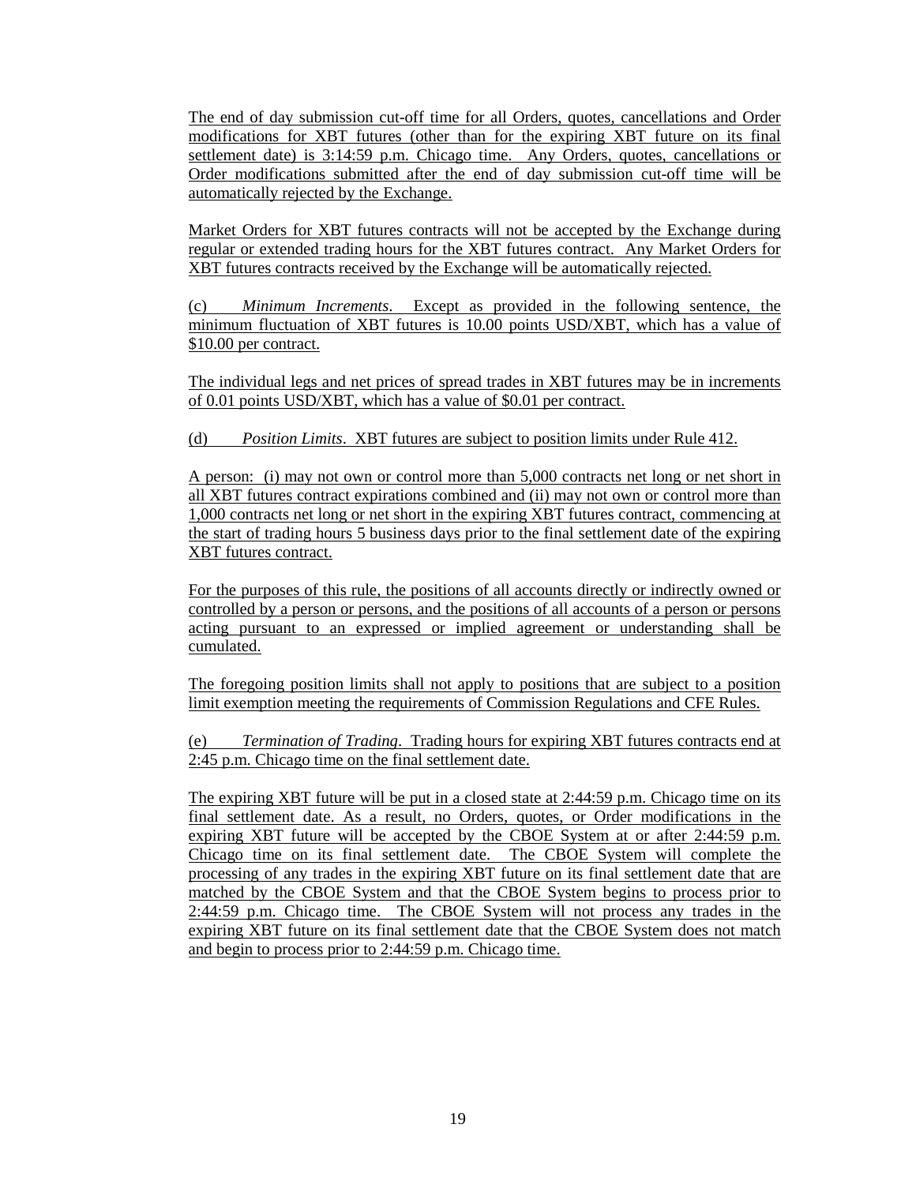The end of day submission cut-off time for all Orders, quotes, cancellations and Order modifications for XBT futures (other than for the expiring XBT future on its final settlement date) is 3:14:59 p.m. Chicago time. Any Orders, quotes, cancellations or Order modifications submitted after the end of day submission cut-off time will be automatically rejected by the Exchange.

Market Orders for XBT futures contracts will not be accepted by the Exchange during regular or extended trading hours for the XBT futures contract. Any Market Orders for XBT futures contracts received by the Exchange will be automatically rejected.

(c) *Minimum Increments*. Except as provided in the following sentence, the minimum fluctuation of XBT futures is 10.00 points USD/XBT, which has a value of $10.00 per contract.

The individual legs and net prices of spread trades in XBT futures may be in increments of 0.01 points USD/XBT, which has a value of $0.01 per contract.

(d) *Position Limits*. XBT futures are subject to position limits under Rule 412.

A person: (i) may not own or control more than 5,000 contracts net long or net short in all XBT futures contract expirations combined and (ii) may not own or control more than 1,000 contracts net long or net short in the expiring XBT futures contract, commencing at the start of trading hours 5 business days prior to the final settlement date of the expiring XBT futures contract.

For the purposes of this rule, the positions of all accounts directly or indirectly owned or controlled by a person or persons, and the positions of all accounts of a person or persons acting pursuant to an expressed or implied agreement or understanding shall be cumulated.

The foregoing position limits shall not apply to positions that are subject to a position limit exemption meeting the requirements of Commission Regulations and CFE Rules.

(e) *Termination of Trading*. Trading hours for expiring XBT futures contracts end at 2:45 p.m. Chicago time on the final settlement date.

The expiring XBT future will be put in a closed state at 2:44:59 p.m. Chicago time on its final settlement date. As a result, no Orders, quotes, or Order modifications in the expiring XBT future will be accepted by the CBOE System at or after 2:44:59 p.m. Chicago time on its final settlement date. The CBOE System will complete the processing of any trades in the expiring XBT future on its final settlement date that are matched by the CBOE System and that the CBOE System begins to process prior to 2:44:59 p.m. Chicago time. The CBOE System will not process any trades in the expiring XBT future on its final settlement date that the CBOE System does not match and begin to process prior to 2:44:59 p.m. Chicago time.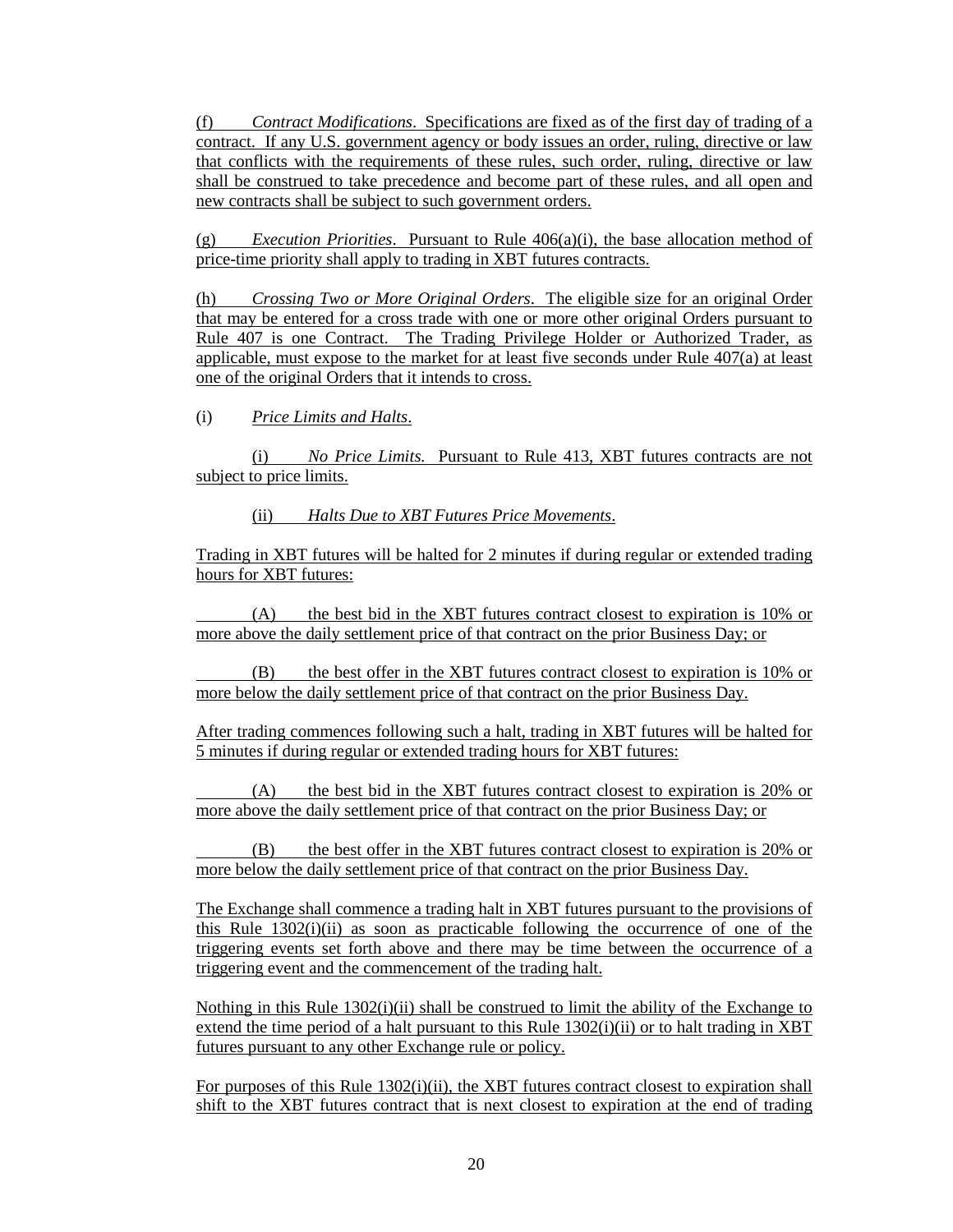(f) *Contract Modifications*. Specifications are fixed as of the first day of trading of a contract. If any U.S. government agency or body issues an order, ruling, directive or law that conflicts with the requirements of these rules, such order, ruling, directive or law shall be construed to take precedence and become part of these rules, and all open and new contracts shall be subject to such government orders.

(g) *Execution Priorities*. Pursuant to Rule 406(a)(i), the base allocation method of price-time priority shall apply to trading in XBT futures contracts.

(h) *Crossing Two or More Original Orders*. The eligible size for an original Order that may be entered for a cross trade with one or more other original Orders pursuant to Rule 407 is one Contract. The Trading Privilege Holder or Authorized Trader, as applicable, must expose to the market for at least five seconds under Rule 407(a) at least one of the original Orders that it intends to cross.

(i) *Price Limits and Halts*.

(i) *No Price Limits.* Pursuant to Rule 413, XBT futures contracts are not subject to price limits.

(ii) *Halts Due to XBT Futures Price Movements*.

Trading in XBT futures will be halted for 2 minutes if during regular or extended trading hours for XBT futures:

(A) the best bid in the XBT futures contract closest to expiration is 10% or more above the daily settlement price of that contract on the prior Business Day; or

(B) the best offer in the XBT futures contract closest to expiration is 10% or more below the daily settlement price of that contract on the prior Business Day.

After trading commences following such a halt, trading in XBT futures will be halted for 5 minutes if during regular or extended trading hours for XBT futures:

(A) the best bid in the XBT futures contract closest to expiration is 20% or more above the daily settlement price of that contract on the prior Business Day; or

(B) the best offer in the XBT futures contract closest to expiration is 20% or more below the daily settlement price of that contract on the prior Business Day.

The Exchange shall commence a trading halt in XBT futures pursuant to the provisions of this Rule 1302(i)(ii) as soon as practicable following the occurrence of one of the triggering events set forth above and there may be time between the occurrence of a triggering event and the commencement of the trading halt.

Nothing in this Rule 1302(i)(ii) shall be construed to limit the ability of the Exchange to extend the time period of a halt pursuant to this Rule 1302(i)(ii) or to halt trading in XBT futures pursuant to any other Exchange rule or policy.

For purposes of this Rule 1302(i)(ii), the XBT futures contract closest to expiration shall shift to the XBT futures contract that is next closest to expiration at the end of trading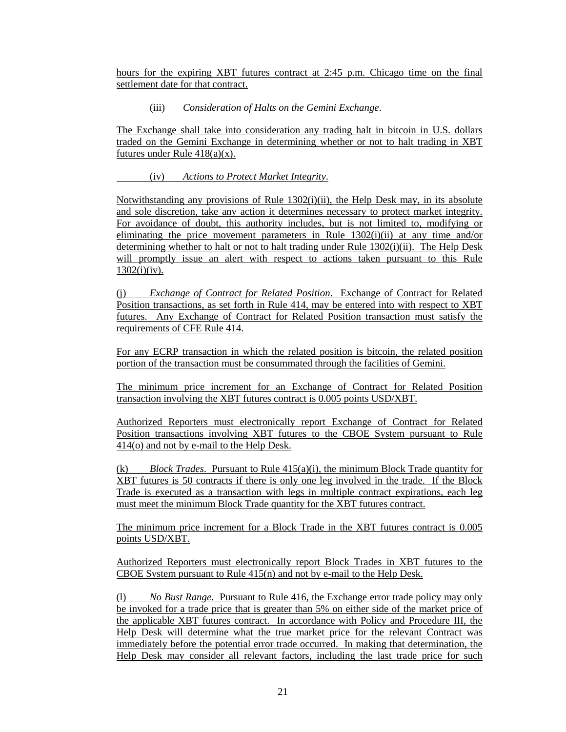hours for the expiring XBT futures contract at 2:45 p.m. Chicago time on the final settlement date for that contract.

(iii) *Consideration of Halts on the Gemini Exchange*.

The Exchange shall take into consideration any trading halt in bitcoin in U.S. dollars traded on the Gemini Exchange in determining whether or not to halt trading in XBT futures under Rule 418(a)(x).

(iv) *Actions to Protect Market Integrity*.

Notwithstanding any provisions of Rule 1302(i)(ii), the Help Desk may, in its absolute and sole discretion, take any action it determines necessary to protect market integrity. For avoidance of doubt, this authority includes, but is not limited to, modifying or eliminating the price movement parameters in Rule 1302(i)(ii) at any time and/or determining whether to halt or not to halt trading under Rule 1302(i)(ii). The Help Desk will promptly issue an alert with respect to actions taken pursuant to this Rule 1302(i)(iv).

(j) *Exchange of Contract for Related Position*. Exchange of Contract for Related Position transactions, as set forth in Rule 414, may be entered into with respect to XBT futures. Any Exchange of Contract for Related Position transaction must satisfy the requirements of CFE Rule 414.

For any ECRP transaction in which the related position is bitcoin, the related position portion of the transaction must be consummated through the facilities of Gemini.

The minimum price increment for an Exchange of Contract for Related Position transaction involving the XBT futures contract is 0.005 points USD/XBT.

Authorized Reporters must electronically report Exchange of Contract for Related Position transactions involving XBT futures to the CBOE System pursuant to Rule 414(o) and not by e-mail to the Help Desk.

(k) *Block Trades*. Pursuant to Rule 415(a)(i), the minimum Block Trade quantity for XBT futures is 50 contracts if there is only one leg involved in the trade. If the Block Trade is executed as a transaction with legs in multiple contract expirations, each leg must meet the minimum Block Trade quantity for the XBT futures contract.

The minimum price increment for a Block Trade in the XBT futures contract is 0.005 points USD/XBT.

Authorized Reporters must electronically report Block Trades in XBT futures to the CBOE System pursuant to Rule 415(n) and not by e-mail to the Help Desk.

(l) *No Bust Range*. Pursuant to Rule 416, the Exchange error trade policy may only be invoked for a trade price that is greater than 5% on either side of the market price of the applicable XBT futures contract. In accordance with Policy and Procedure III, the Help Desk will determine what the true market price for the relevant Contract was immediately before the potential error trade occurred. In making that determination, the Help Desk may consider all relevant factors, including the last trade price for such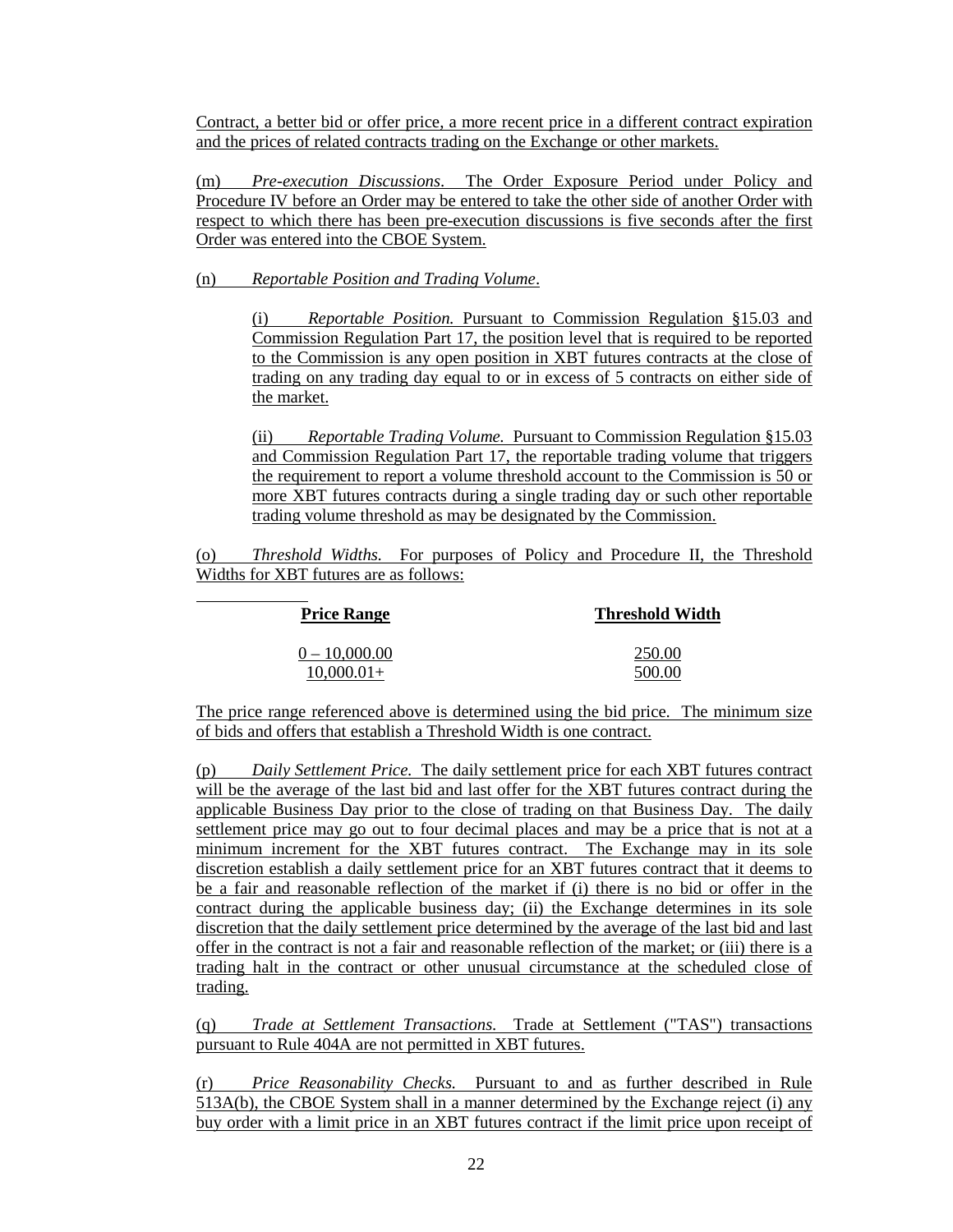Contract, a better bid or offer price, a more recent price in a different contract expiration and the prices of related contracts trading on the Exchange or other markets.

(m) *Pre-execution Discussions*. The Order Exposure Period under Policy and Procedure IV before an Order may be entered to take the other side of another Order with respect to which there has been pre-execution discussions is five seconds after the first Order was entered into the CBOE System.

(n) *Reportable Position and Trading Volume*.

(i) *Reportable Position.* Pursuant to Commission Regulation §15.03 and Commission Regulation Part 17, the position level that is required to be reported to the Commission is any open position in XBT futures contracts at the close of trading on any trading day equal to or in excess of 5 contracts on either side of the market.

(ii) *Reportable Trading Volume.* Pursuant to Commission Regulation §15.03 and Commission Regulation Part 17, the reportable trading volume that triggers the requirement to report a volume threshold account to the Commission is 50 or more XBT futures contracts during a single trading day or such other reportable trading volume threshold as may be designated by the Commission.

(o) *Threshold Widths.* For purposes of Policy and Procedure II, the Threshold Widths for XBT futures are as follows:

| **Price Range** | **Threshold Width** |
|---|---|
| 0 – 10,000.00 | 250.00 |
| 10,000.01+ | 500.00 |

The price range referenced above is determined using the bid price. The minimum size of bids and offers that establish a Threshold Width is one contract.

(p) *Daily Settlement Price.* The daily settlement price for each XBT futures contract will be the average of the last bid and last offer for the XBT futures contract during the applicable Business Day prior to the close of trading on that Business Day. The daily settlement price may go out to four decimal places and may be a price that is not at a minimum increment for the XBT futures contract. The Exchange may in its sole discretion establish a daily settlement price for an XBT futures contract that it deems to be a fair and reasonable reflection of the market if (i) there is no bid or offer in the contract during the applicable business day; (ii) the Exchange determines in its sole discretion that the daily settlement price determined by the average of the last bid and last offer in the contract is not a fair and reasonable reflection of the market; or (iii) there is a trading halt in the contract or other unusual circumstance at the scheduled close of trading.

(q) *Trade at Settlement Transactions.* Trade at Settlement ("TAS") transactions pursuant to Rule 404A are not permitted in XBT futures.

(r) *Price Reasonability Checks.* Pursuant to and as further described in Rule 513A(b), the CBOE System shall in a manner determined by the Exchange reject (i) any buy order with a limit price in an XBT futures contract if the limit price upon receipt of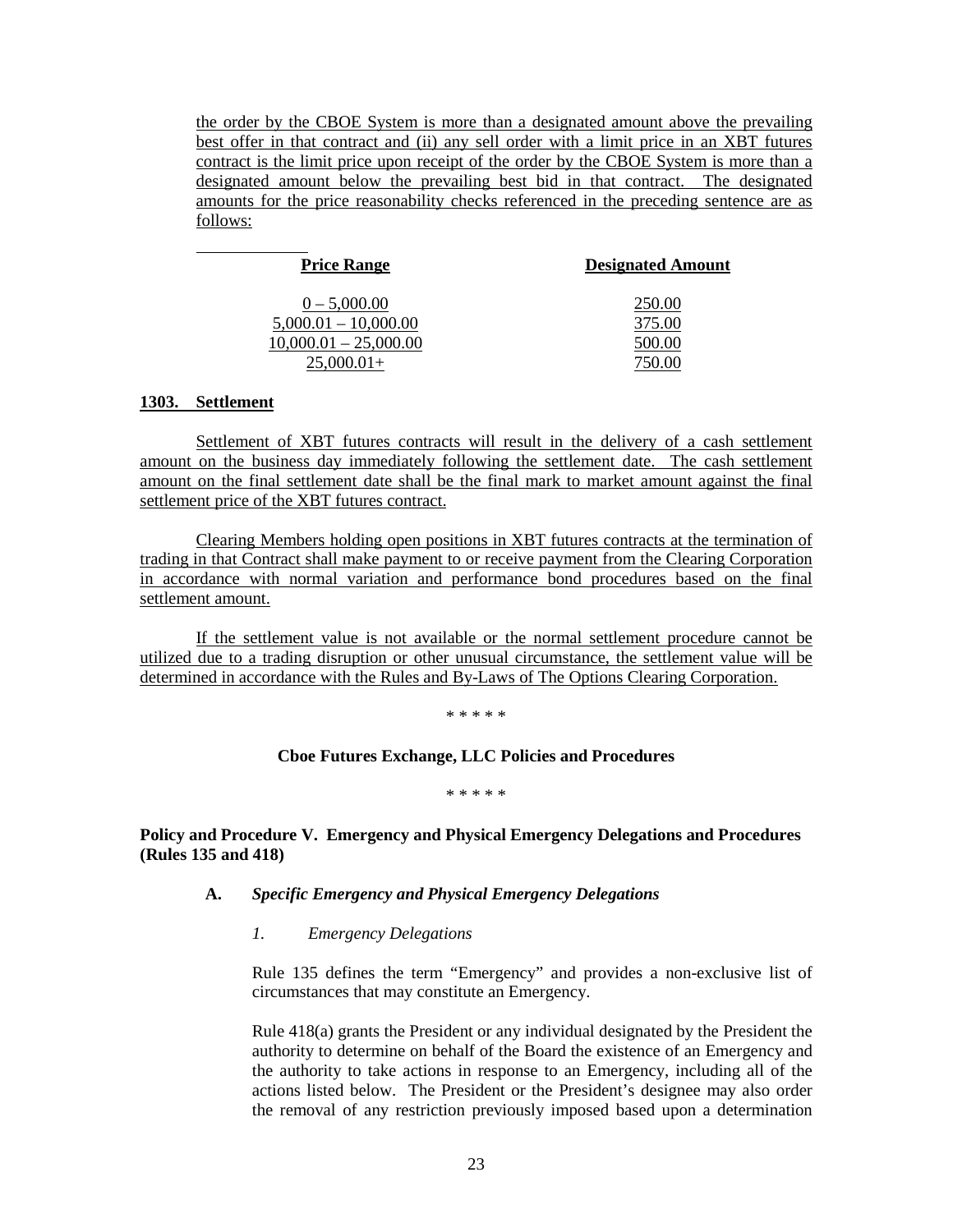the order by the CBOE System is more than a designated amount above the prevailing best offer in that contract and (ii) any sell order with a limit price in an XBT futures contract is the limit price upon receipt of the order by the CBOE System is more than a designated amount below the prevailing best bid in that contract. The designated amounts for the price reasonability checks referenced in the preceding sentence are as follows:

| Price Range | Designated Amount |
|---|---|
| 0 – 5,000.00 | 250.00 |
| 5,000.01 – 10,000.00 | 375.00 |
| 10,000.01 – 25,000.00 | 500.00 |
| 25,000.01+ | 750.00 |

**1303. Settlement**

Settlement of XBT futures contracts will result in the delivery of a cash settlement amount on the business day immediately following the settlement date. The cash settlement amount on the final settlement date shall be the final mark to market amount against the final settlement price of the XBT futures contract.

Clearing Members holding open positions in XBT futures contracts at the termination of trading in that Contract shall make payment to or receive payment from the Clearing Corporation in accordance with normal variation and performance bond procedures based on the final settlement amount.

If the settlement value is not available or the normal settlement procedure cannot be utilized due to a trading disruption or other unusual circumstance, the settlement value will be determined in accordance with the Rules and By-Laws of The Options Clearing Corporation.

\* \* \* \* \*

**Cboe Futures Exchange, LLC Policies and Procedures**

\* \* \* \* \*

**Policy and Procedure V. Emergency and Physical Emergency Delegations and Procedures (Rules 135 and 418)**

**A.** ***Specific Emergency and Physical Emergency Delegations***

*1. Emergency Delegations*

Rule 135 defines the term "Emergency" and provides a non-exclusive list of circumstances that may constitute an Emergency.

Rule 418(a) grants the President or any individual designated by the President the authority to determine on behalf of the Board the existence of an Emergency and the authority to take actions in response to an Emergency, including all of the actions listed below. The President or the President's designee may also order the removal of any restriction previously imposed based upon a determination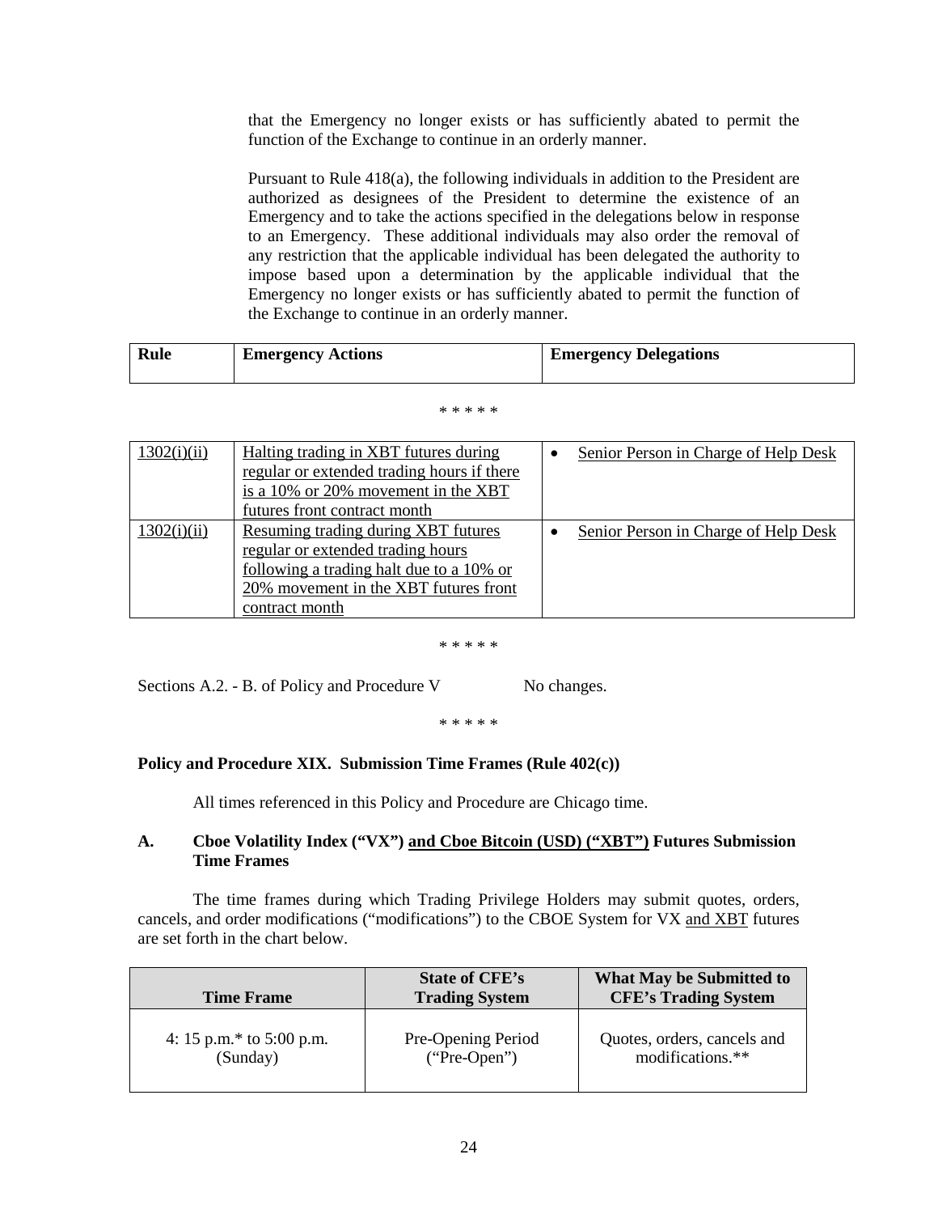that the Emergency no longer exists or has sufficiently abated to permit the function of the Exchange to continue in an orderly manner.

Pursuant to Rule 418(a), the following individuals in addition to the President are authorized as designees of the President to determine the existence of an Emergency and to take the actions specified in the delegations below in response to an Emergency. These additional individuals may also order the removal of any restriction that the applicable individual has been delegated the authority to impose based upon a determination by the applicable individual that the Emergency no longer exists or has sufficiently abated to permit the function of the Exchange to continue in an orderly manner.

| Rule | Emergency Actions | Emergency Delegations |
|---|---|---|

\* \* \* \* \*

| | | |
|---|---|---|
| 1302(i)(ii) | Halting trading in XBT futures during regular or extended trading hours if there is a 10% or 20% movement in the XBT futures front contract month | • Senior Person in Charge of Help Desk |
| 1302(i)(ii) | Resuming trading during XBT futures regular or extended trading hours following a trading halt due to a 10% or 20% movement in the XBT futures front contract month | • Senior Person in Charge of Help Desk |

\* \* \* \* \*

Sections A.2. - B. of Policy and Procedure V No changes.

\* \* \* \* \*

**Policy and Procedure XIX. Submission Time Frames (Rule 402(c))**

All times referenced in this Policy and Procedure are Chicago time.

**A. Cboe Volatility Index ("VX") and Cboe Bitcoin (USD) ("XBT") Futures Submission Time Frames**

The time frames during which Trading Privilege Holders may submit quotes, orders, cancels, and order modifications ("modifications") to the CBOE System for VX and XBT futures are set forth in the chart below.

| Time Frame | State of CFE's Trading System | What May be Submitted to CFE's Trading System |
|---|---|---|
| 4: 15 p.m.* to 5:00 p.m. (Sunday) | Pre-Opening Period ("Pre-Open") | Quotes, orders, cancels and modifications.** |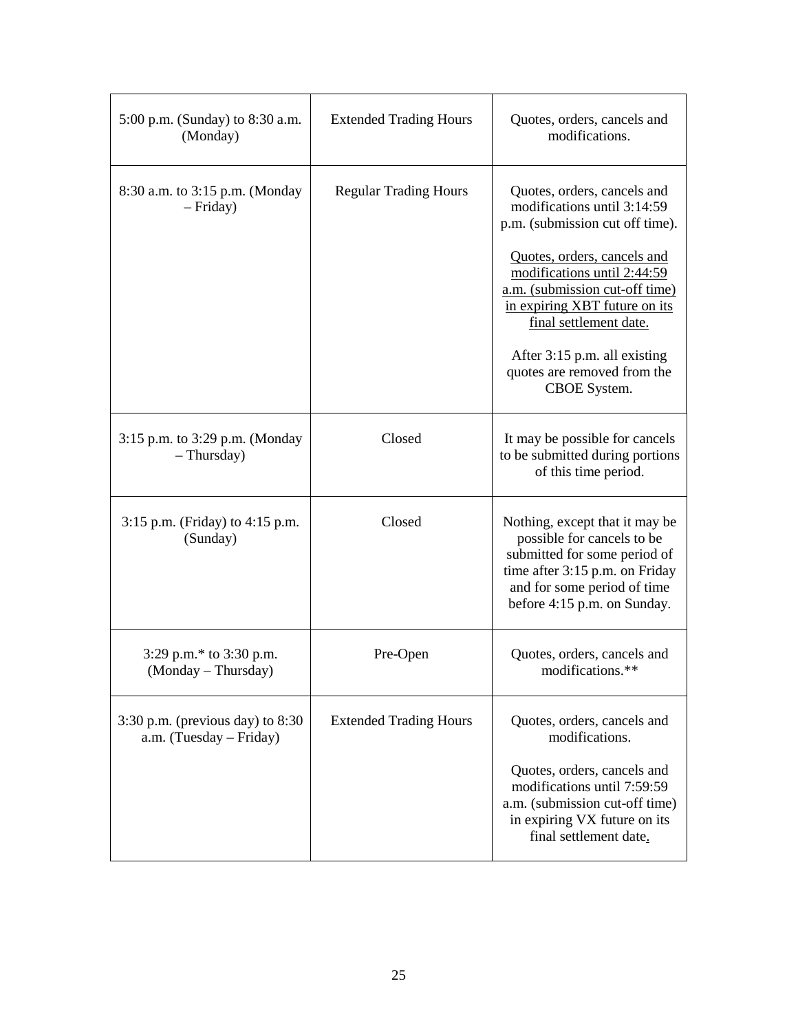| 5:00 p.m. (Sunday) to 8:30 a.m. (Monday) | Extended Trading Hours | Quotes, orders, cancels and modifications. |
|---|---|---|
| 8:30 a.m. to 3:15 p.m. (Monday – Friday) | Regular Trading Hours | Quotes, orders, cancels and modifications until 3:14:59 p.m. (submission cut off time).<br><br><u>Quotes, orders, cancels and modifications until 2:44:59 a.m. (submission cut-off time) in expiring XBT future on its final settlement date.</u><br><br>After 3:15 p.m. all existing quotes are removed from the CBOE System. |
| 3:15 p.m. to 3:29 p.m. (Monday – Thursday) | Closed | It may be possible for cancels to be submitted during portions of this time period. |
| 3:15 p.m. (Friday) to 4:15 p.m. (Sunday) | Closed | Nothing, except that it may be possible for cancels to be submitted for some period of time after 3:15 p.m. on Friday and for some period of time before 4:15 p.m. on Sunday. |
| 3:29 p.m.* to 3:30 p.m. (Monday – Thursday) | Pre-Open | Quotes, orders, cancels and modifications.** |
| 3:30 p.m. (previous day) to 8:30 a.m. (Tuesday – Friday) | Extended Trading Hours | Quotes, orders, cancels and modifications.<br><br>Quotes, orders, cancels and modifications until 7:59:59 a.m. (submission cut-off time) in expiring VX future on its final settlement date. |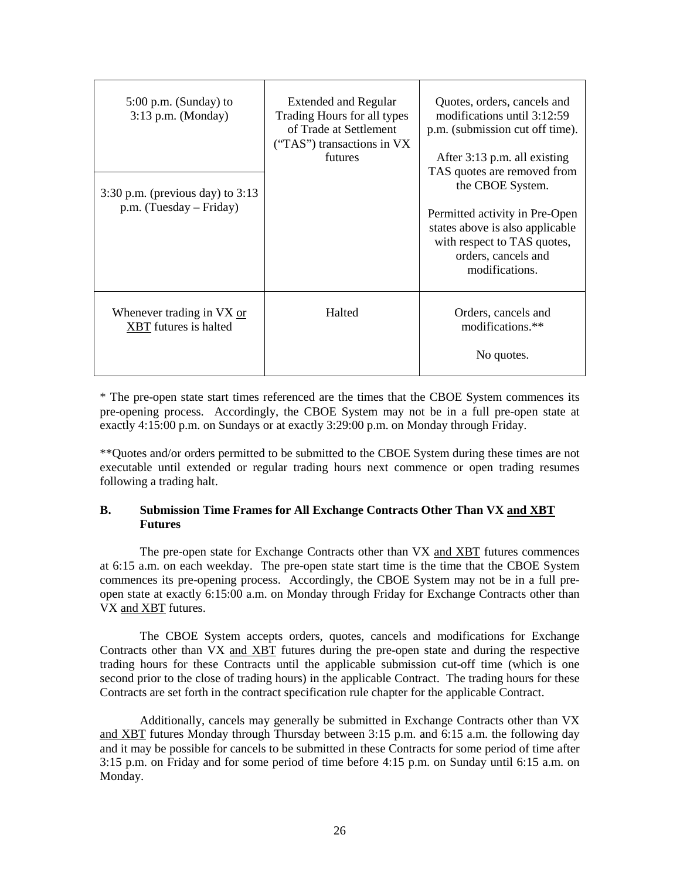| | | |
|---|---|---|
| 5:00 p.m. (Sunday) to 3:13 p.m. (Monday) | Extended and Regular Trading Hours for all types of Trade at Settlement ("TAS") transactions in VX futures | Quotes, orders, cancels and modifications until 3:12:59 p.m. (submission cut off time). After 3:13 p.m. all existing TAS quotes are removed from the CBOE System. Permitted activity in Pre-Open states above is also applicable with respect to TAS quotes, orders, cancels and modifications. |
| 3:30 p.m. (previous day) to 3:13 p.m. (Tuesday – Friday) | | |
| Whenever trading in VX <u>or XBT</u> futures is halted | Halted | Orders, cancels and modifications.** No quotes. |

* The pre-open state start times referenced are the times that the CBOE System commences its pre-opening process. Accordingly, the CBOE System may not be in a full pre-open state at exactly 4:15:00 p.m. on Sundays or at exactly 3:29:00 p.m. on Monday through Friday.

**Quotes and/or orders permitted to be submitted to the CBOE System during these times are not executable until extended or regular trading hours next commence or open trading resumes following a trading halt.

**B. Submission Time Frames for All Exchange Contracts Other Than VX <u>and XBT</u> Futures**

The pre-open state for Exchange Contracts other than VX <u>and XBT</u> futures commences at 6:15 a.m. on each weekday. The pre-open state start time is the time that the CBOE System commences its pre-opening process. Accordingly, the CBOE System may not be in a full pre-open state at exactly 6:15:00 a.m. on Monday through Friday for Exchange Contracts other than VX <u>and XBT</u> futures.

The CBOE System accepts orders, quotes, cancels and modifications for Exchange Contracts other than VX <u>and XBT</u> futures during the pre-open state and during the respective trading hours for these Contracts until the applicable submission cut-off time (which is one second prior to the close of trading hours) in the applicable Contract. The trading hours for these Contracts are set forth in the contract specification rule chapter for the applicable Contract.

Additionally, cancels may generally be submitted in Exchange Contracts other than VX <u>and XBT</u> futures Monday through Thursday between 3:15 p.m. and 6:15 a.m. the following day and it may be possible for cancels to be submitted in these Contracts for some period of time after 3:15 p.m. on Friday and for some period of time before 4:15 p.m. on Sunday until 6:15 a.m. on Monday.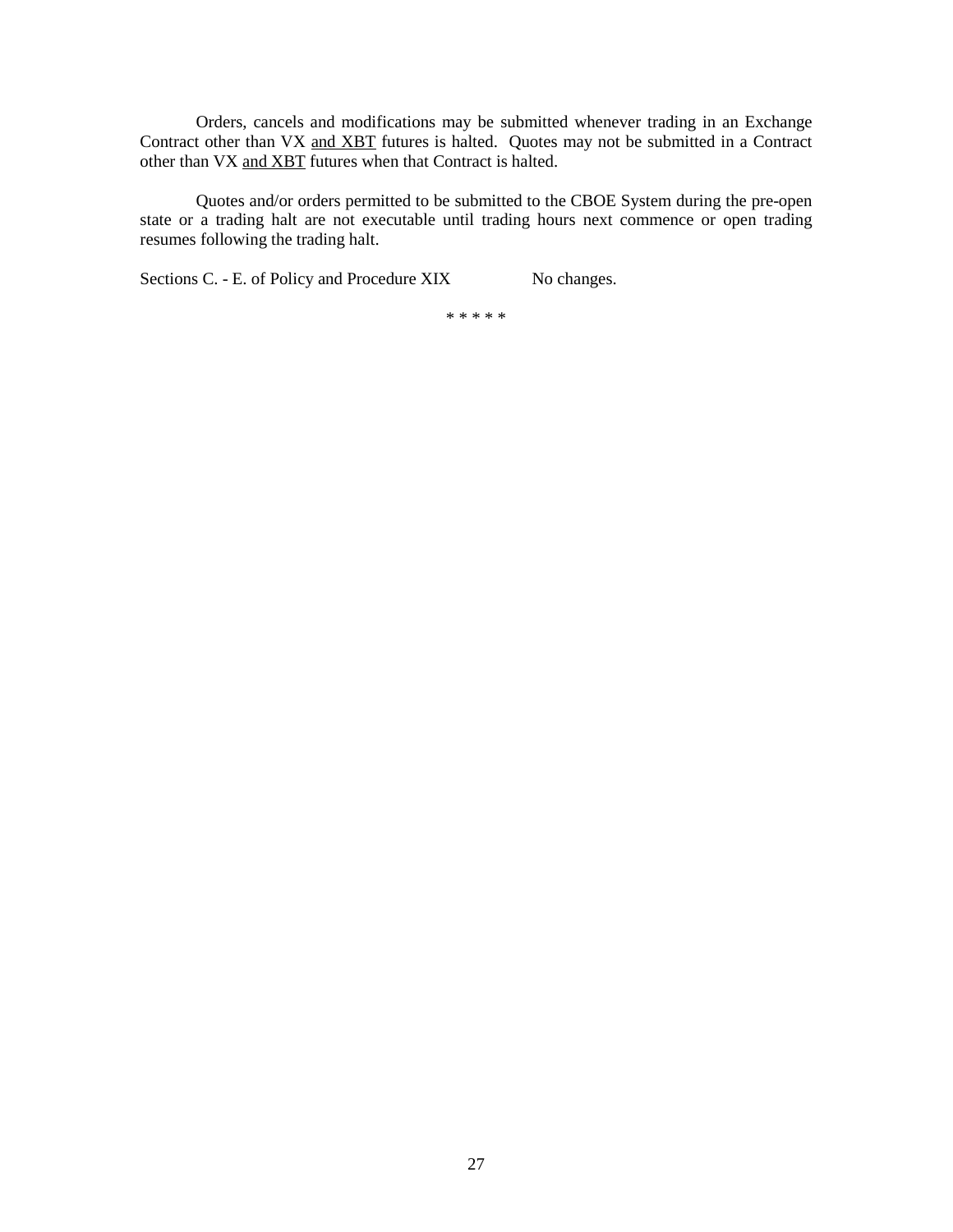Orders, cancels and modifications may be submitted whenever trading in an Exchange Contract other than VX <u>and XBT</u> futures is halted. Quotes may not be submitted in a Contract other than VX <u>and XBT</u> futures when that Contract is halted.

Quotes and/or orders permitted to be submitted to the CBOE System during the pre-open state or a trading halt are not executable until trading hours next commence or open trading resumes following the trading halt.

Sections C. - E. of Policy and Procedure XIX  No changes.

* * * * *